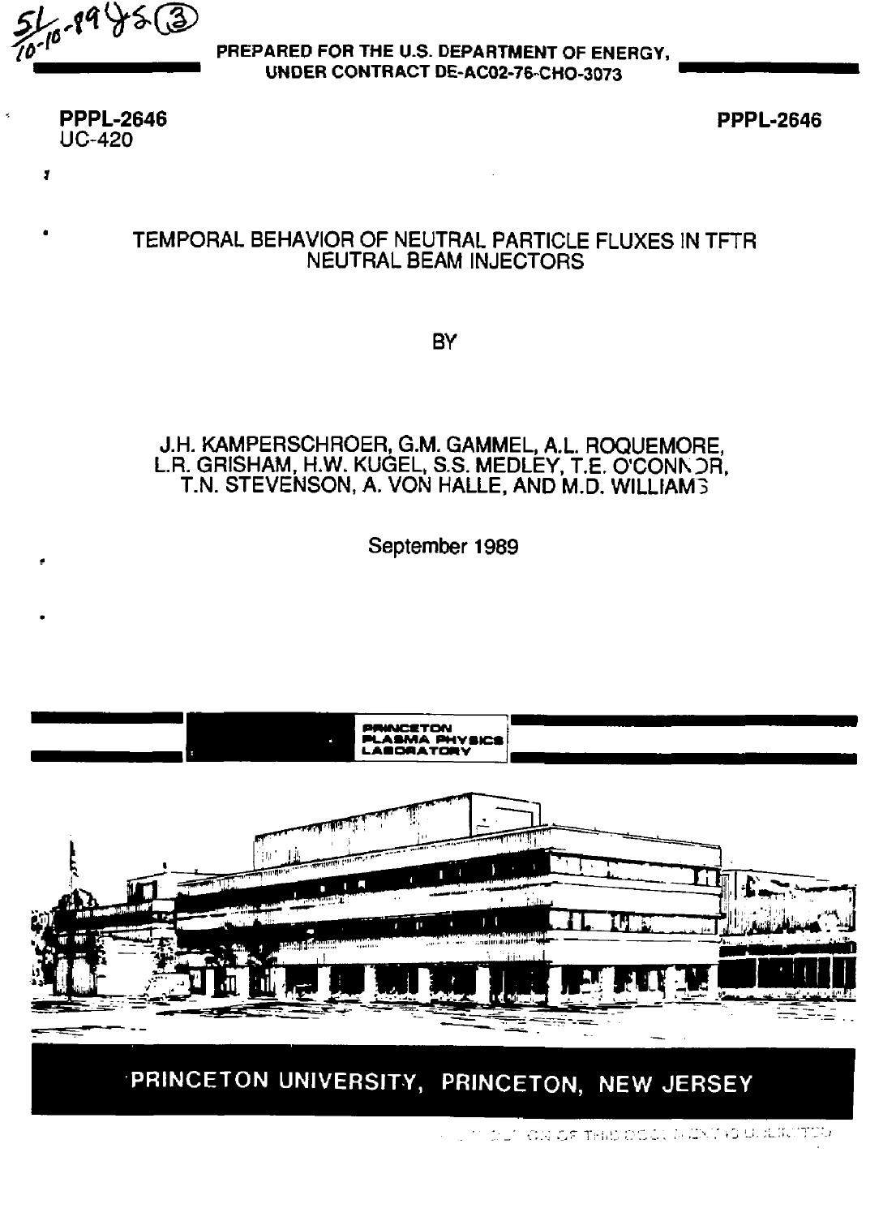PREPARED FOR THE U.S. DEPARTMENT OF ENERGY, UNDER CONTRACT DE-AC02-76-CHO-3073

**PPPL-2646**
UC-420

**PPPL-2646**

# TEMPORAL BEHAVIOR OF NEUTRAL PARTICLE FLUXES IN TFTR NEUTRAL BEAM INJECTORS

BY

J.H. KAMPERSCHROER, G.M. GAMMEL, A.L. ROQUEMORE, L.R. GRISHAM, H.W. KUGEL, S.S. MEDLEY, T.E. O'CONNOR, T.N. STEVENSON, A. VON HALLE, AND M.D. WILLIAMS

September 1989

PRINCETON PLASMA PHYSICS LABORATORY

PRINCETON UNIVERSITY, PRINCETON, NEW JERSEY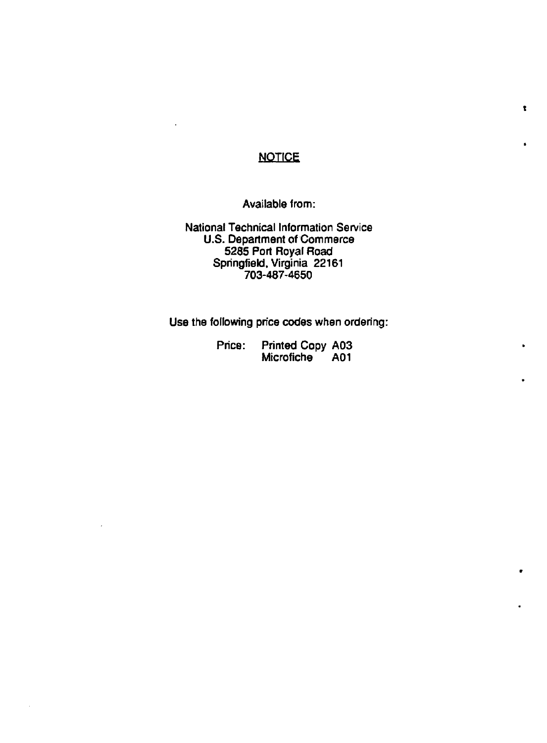## NOTICE

Available from:

National Technical Information Service
U.S. Department of Commerce
5285 Port Royal Road
Springfield, Virginia 22161
703-487-4650

Use the following price codes when ordering:

Price: Printed Copy A03
Microfiche A01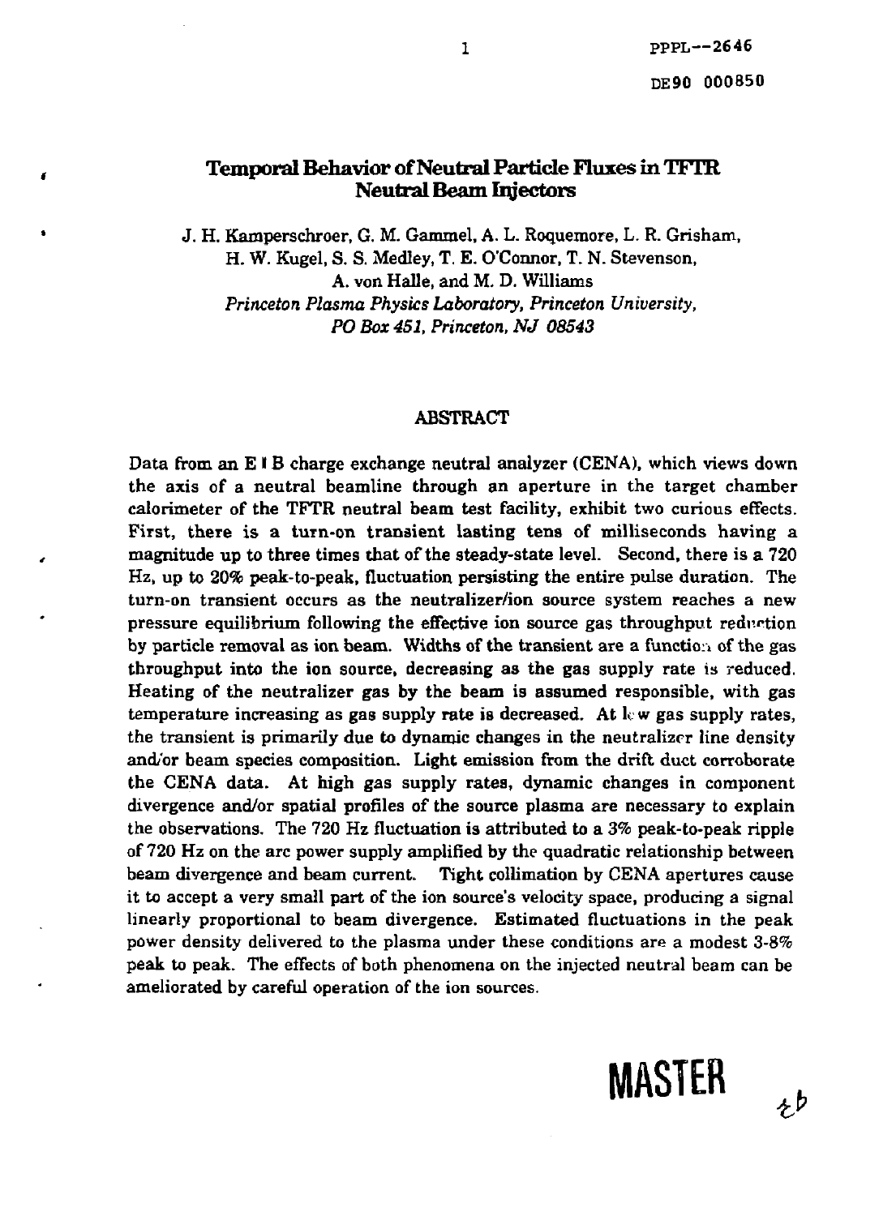# Temporal Behavior of Neutral Particle Fluxes in TFTR Neutral Beam Injectors

J. H. Kamperschroer, G. M. Gammel, A. L. Roquemore, L. R. Grisham, H. W. Kugel, S. S. Medley, T. E. O'Connor, T. N. Stevenson, A. von Halle, and M. D. Williams

*Princeton Plasma Physics Laboratory, Princeton University, PO Box 451, Princeton, NJ 08543*

## ABSTRACT

Data from an E ‖ B charge exchange neutral analyzer (CENA), which views down the axis of a neutral beamline through an aperture in the target chamber calorimeter of the TFTR neutral beam test facility, exhibit two curious effects. First, there is a turn-on transient lasting tens of milliseconds having a magnitude up to three times that of the steady-state level. Second, there is a 720 Hz, up to 20% peak-to-peak, fluctuation persisting the entire pulse duration. The turn-on transient occurs as the neutralizer/ion source system reaches a new pressure equilibrium following the effective ion source gas throughput reduction by particle removal as ion beam. Widths of the transient are a function of the gas throughput into the ion source, decreasing as the gas supply rate is reduced. Heating of the neutralizer gas by the beam is assumed responsible, with gas temperature increasing as gas supply rate is decreased. At low gas supply rates, the transient is primarily due to dynamic changes in the neutralizer line density and/or beam species composition. Light emission from the drift duct corroborate the CENA data. At high gas supply rates, dynamic changes in component divergence and/or spatial profiles of the source plasma are necessary to explain the observations. The 720 Hz fluctuation is attributed to a 3% peak-to-peak ripple of 720 Hz on the arc power supply amplified by the quadratic relationship between beam divergence and beam current. Tight collimation by CENA apertures cause it to accept a very small part of the ion source's velocity space, producing a signal linearly proportional to beam divergence. Estimated fluctuations in the peak power density delivered to the plasma under these conditions are a modest 3-8% peak to peak. The effects of both phenomena on the injected neutral beam can be ameliorated by careful operation of the ion sources.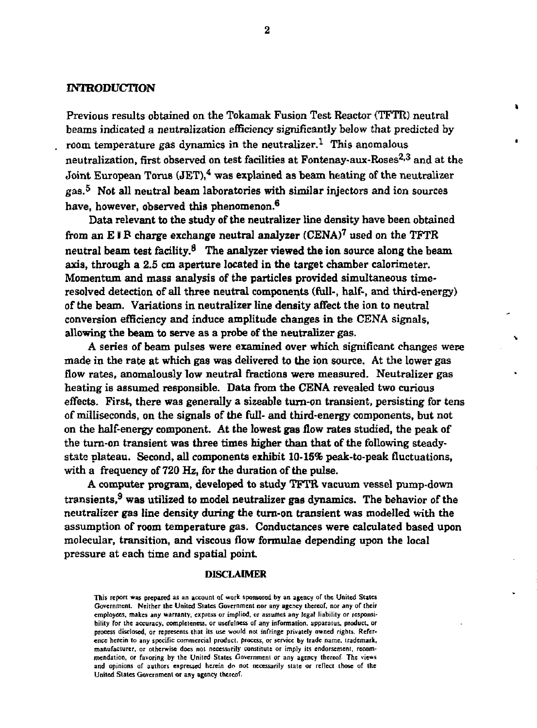## INTRODUCTION

Previous results obtained on the Tokamak Fusion Test Reactor (TFTR) neutral beams indicated a neutralization efficiency significantly below that predicted by room temperature gas dynamics in the neutralizer.[1] This anomalous neutralization, first observed on test facilities at Fontenay-aux-Roses[2,3] and at the Joint European Torus (JET),[4] was explained as beam heating of the neutralizer gas.[5] Not all neutral beam laboratories with similar injectors and ion sources have, however, observed this phenomenon.[6]

Data relevant to the study of the neutralizer line density have been obtained from an E ∥ B charge exchange neutral analyzer (CENA)[7] used on the TFTR neutral beam test facility.[8] The analyzer viewed the ion source along the beam axis, through a 2.5 cm aperture located in the target chamber calorimeter. Momentum and mass analysis of the particles provided simultaneous time-resolved detection of all three neutral components (full-, half-, and third-energy) of the beam. Variations in neutralizer line density affect the ion to neutral conversion efficiency and induce amplitude changes in the CENA signals, allowing the beam to serve as a probe of the neutralizer gas.

A series of beam pulses were examined over which significant changes were made in the rate at which gas was delivered to the ion source. At the lower gas flow rates, anomalously low neutral fractions were measured. Neutralizer gas heating is assumed responsible. Data from the CENA revealed two curious effects. First, there was generally a sizeable turn-on transient, persisting for tens of milliseconds, on the signals of the full- and third-energy components, but not on the half-energy component. At the lowest gas flow rates studied, the peak of the turn-on transient was three times higher than that of the following steady-state plateau. Second, all components exhibit 10-15% peak-to-peak fluctuations, with a frequency of 720 Hz, for the duration of the pulse.

A computer program, developed to study TFTR vacuum vessel pump-down transients,[9] was utilized to model neutralizer gas dynamics. The behavior of the neutralizer gas line density during the turn-on transient was modelled with the assumption of room temperature gas. Conductances were calculated based upon molecular, transition, and viscous flow formulae depending upon the local pressure at each time and spatial point.

**DISCLAIMER**

This report was prepared as an account of work sponsored by an agency of the United States Government. Neither the United States Government nor any agency thereof, nor any of their employees, makes any warranty, express or implied, or assumes any legal liability or responsibility for the accuracy, completeness, or usefulness of any information, apparatus, product, or process disclosed, or represents that its use would not infringe privately owned rights. Reference herein to any specific commercial product, process, or service by trade name, trademark, manufacturer, or otherwise does not necessarily constitute or imply its endorsement, recommendation, or favoring by the United States Government or any agency thereof. The views and opinions of authors expressed herein do not necessarily state or reflect those of the United States Government or any agency thereof.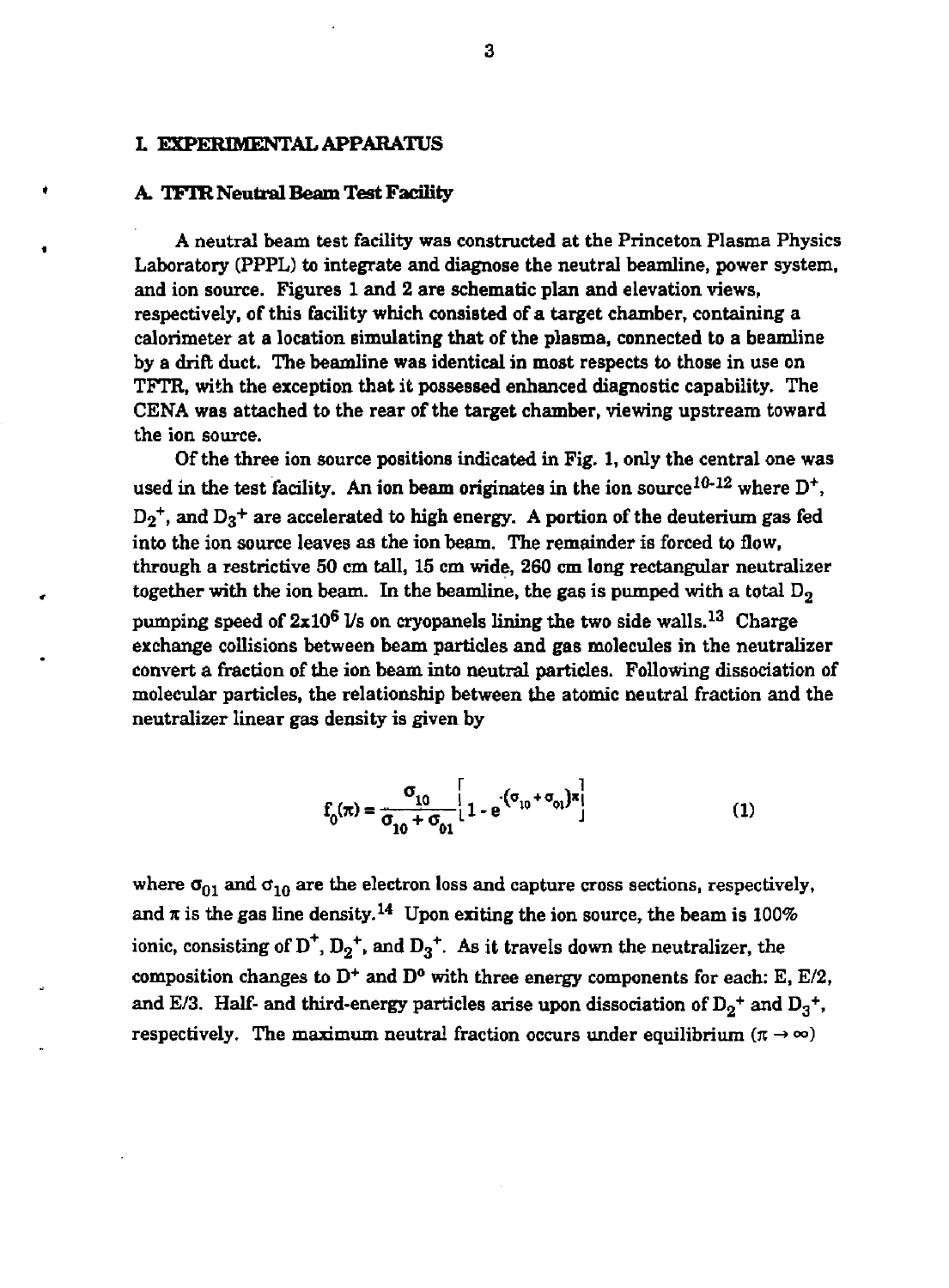# I. EXPERIMENTAL APPARATUS

## A. TFTR Neutral Beam Test Facility

A neutral beam test facility was constructed at the Princeton Plasma Physics Laboratory (PPPL) to integrate and diagnose the neutral beamline, power system, and ion source. Figures 1 and 2 are schematic plan and elevation views, respectively, of this facility which consisted of a target chamber, containing a calorimeter at a location simulating that of the plasma, connected to a beamline by a drift duct. The beamline was identical in most respects to those in use on TFTR, with the exception that it possessed enhanced diagnostic capability. The CENA was attached to the rear of the target chamber, viewing upstream toward the ion source.

Of the three ion source positions indicated in Fig. 1, only the central one was used in the test facility. An ion beam originates in the ion source[10-12] where $D^+$, $D_2^+$, and $D_3^+$ are accelerated to high energy. A portion of the deuterium gas fed into the ion source leaves as the ion beam. The remainder is forced to flow, through a restrictive 50 cm tall, 15 cm wide, 260 cm long rectangular neutralizer together with the ion beam. In the beamline, the gas is pumped with a total $D_2$ pumping speed of $2\times10^6$ l/s on cryopanels lining the two side walls.[13] Charge exchange collisions between beam particles and gas molecules in the neutralizer convert a fraction of the ion beam into neutral particles. Following dissociation of molecular particles, the relationship between the atomic neutral fraction and the neutralizer linear gas density is given by

$$f_0(\pi) = \frac{\sigma_{10}}{\sigma_{10} + \sigma_{01}}\left[1 - e^{-(\sigma_{10} + \sigma_{01})\pi}\right] \tag{1}$$

where $\sigma_{01}$ and $\sigma_{10}$ are the electron loss and capture cross sections, respectively, and $\pi$ is the gas line density.[14] Upon exiting the ion source, the beam is 100% ionic, consisting of $D^+$, $D_2^+$, and $D_3^+$. As it travels down the neutralizer, the composition changes to $D^+$ and $D^0$ with three energy components for each: E, E/2, and E/3. Half- and third-energy particles arise upon dissociation of $D_2^+$ and $D_3^+$, respectively. The maximum neutral fraction occurs under equilibrium ($\pi \rightarrow \infty$)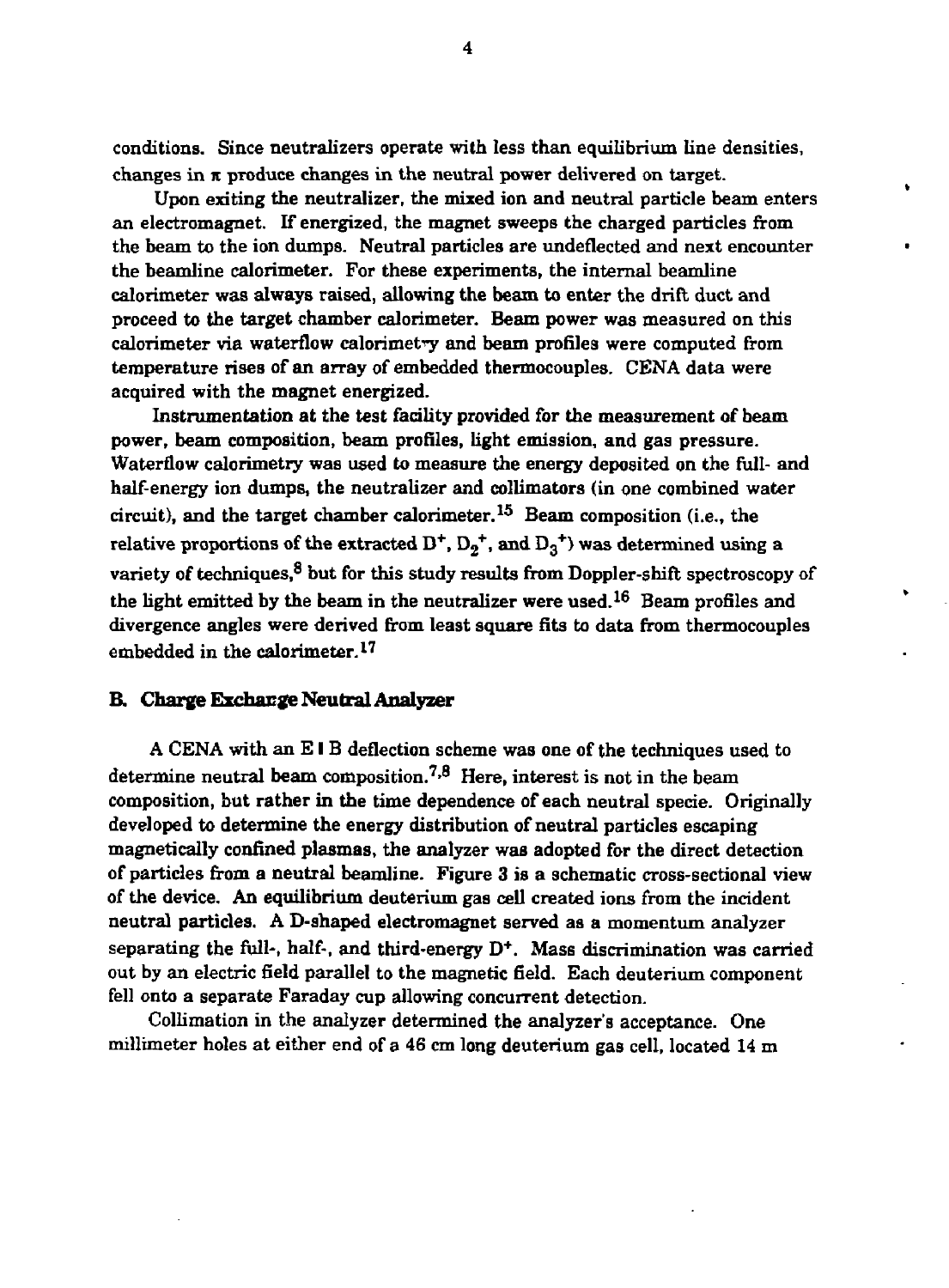conditions. Since neutralizers operate with less than equilibrium line densities, changes in $\pi$ produce changes in the neutral power delivered on target.

Upon exiting the neutralizer, the mixed ion and neutral particle beam enters an electromagnet. If energized, the magnet sweeps the charged particles from the beam to the ion dumps. Neutral particles are undeflected and next encounter the beamline calorimeter. For these experiments, the internal beamline calorimeter was always raised, allowing the beam to enter the drift duct and proceed to the target chamber calorimeter. Beam power was measured on this calorimeter via waterflow calorimetry and beam profiles were computed from temperature rises of an array of embedded thermocouples. CENA data were acquired with the magnet energized.

Instrumentation at the test facility provided for the measurement of beam power, beam composition, beam profiles, light emission, and gas pressure. Waterflow calorimetry was used to measure the energy deposited on the full- and half-energy ion dumps, the neutralizer and collimators (in one combined water circuit), and the target chamber calorimeter.[15] Beam composition (i.e., the relative proportions of the extracted $D^+$, $D_2^+$, and $D_3^+$) was determined using a variety of techniques,[8] but for this study results from Doppler-shift spectroscopy of the light emitted by the beam in the neutralizer were used.[16] Beam profiles and divergence angles were derived from least square fits to data from thermocouples embedded in the calorimeter.[17]

## B. Charge Exchange Neutral Analyzer

A CENA with an E ∥ B deflection scheme was one of the techniques used to determine neutral beam composition.[7,8] Here, interest is not in the beam composition, but rather in the time dependence of each neutral specie. Originally developed to determine the energy distribution of neutral particles escaping magnetically confined plasmas, the analyzer was adopted for the direct detection of particles from a neutral beamline. Figure 3 is a schematic cross-sectional view of the device. An equilibrium deuterium gas cell created ions from the incident neutral particles. A D-shaped electromagnet served as a momentum analyzer separating the full-, half-, and third-energy $D^+$. Mass discrimination was carried out by an electric field parallel to the magnetic field. Each deuterium component fell onto a separate Faraday cup allowing concurrent detection.

Collimation in the analyzer determined the analyzer's acceptance. One millimeter holes at either end of a 46 cm long deuterium gas cell, located 14 m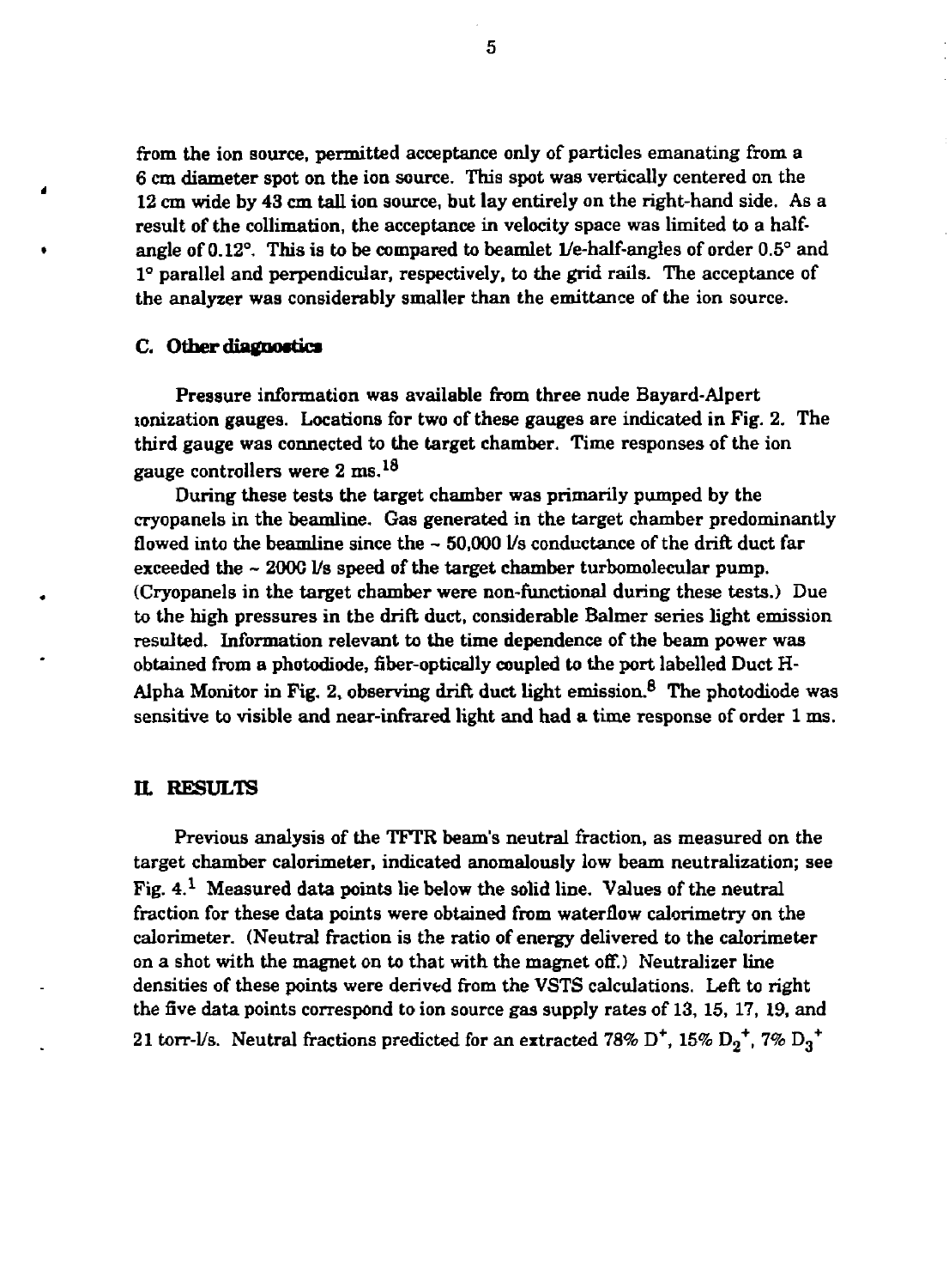from the ion source, permitted acceptance only of particles emanating from a 6 cm diameter spot on the ion source. This spot was vertically centered on the 12 cm wide by 43 cm tall ion source, but lay entirely on the right-hand side. As a result of the collimation, the acceptance in velocity space was limited to a half-angle of 0.12°. This is to be compared to beamlet 1/e-half-angles of order 0.5° and 1° parallel and perpendicular, respectively, to the grid rails. The acceptance of the analyzer was considerably smaller than the emittance of the ion source.

### C. Other diagnostics

Pressure information was available from three nude Bayard-Alpert ionization gauges. Locations for two of these gauges are indicated in Fig. 2. The third gauge was connected to the target chamber. Time responses of the ion gauge controllers were 2 ms.[18]

During these tests the target chamber was primarily pumped by the cryopanels in the beamline. Gas generated in the target chamber predominantly flowed into the beamline since the ~ 50,000 l/s conductance of the drift duct far exceeded the ~ 2000 l/s speed of the target chamber turbomolecular pump. (Cryopanels in the target chamber were non-functional during these tests.) Due to the high pressures in the drift duct, considerable Balmer series light emission resulted. Information relevant to the time dependence of the beam power was obtained from a photodiode, fiber-optically coupled to the port labelled Duct H-Alpha Monitor in Fig. 2, observing drift duct light emission.[8] The photodiode was sensitive to visible and near-infrared light and had a time response of order 1 ms.

## II. RESULTS

Previous analysis of the TFTR beam's neutral fraction, as measured on the target chamber calorimeter, indicated anomalously low beam neutralization; see Fig. 4.[1] Measured data points lie below the solid line. Values of the neutral fraction for these data points were obtained from waterflow calorimetry on the calorimeter. (Neutral fraction is the ratio of energy delivered to the calorimeter on a shot with the magnet on to that with the magnet off.) Neutralizer line densities of these points were derived from the VSTS calculations. Left to right the five data points correspond to ion source gas supply rates of 13, 15, 17, 19, and 21 torr-l/s. Neutral fractions predicted for an extracted 78% $D^+$, 15% $D_2^+$, 7% $D_3^+$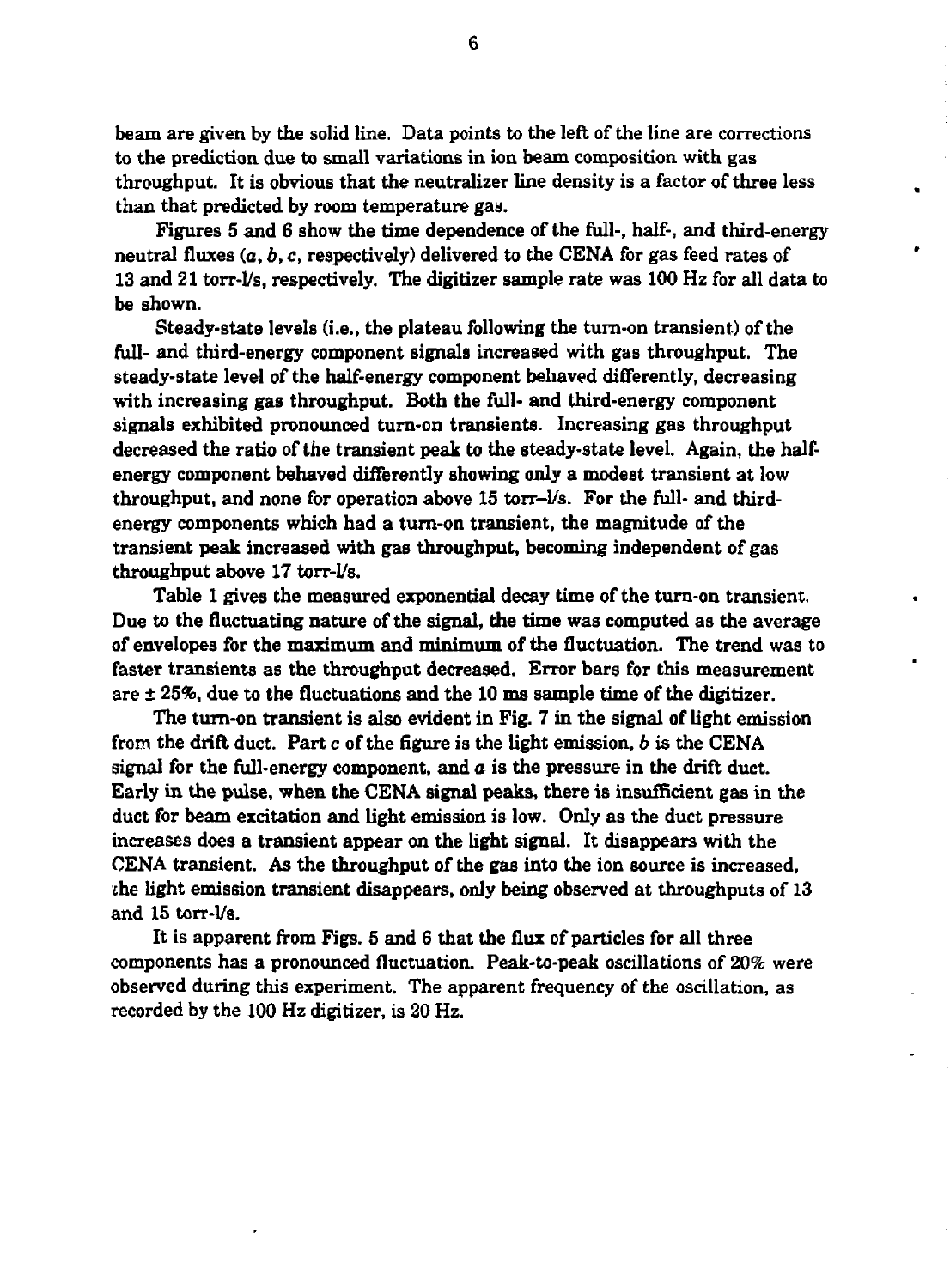beam are given by the solid line. Data points to the left of the line are corrections to the prediction due to small variations in ion beam composition with gas throughput. It is obvious that the neutralizer line density is a factor of three less than that predicted by room temperature gas.

Figures 5 and 6 show the time dependence of the full-, half-, and third-energy neutral fluxes (*a*, *b*, *c*, respectively) delivered to the CENA for gas feed rates of 13 and 21 torr-l/s, respectively. The digitizer sample rate was 100 Hz for all data to be shown.

Steady-state levels (i.e., the plateau following the turn-on transient) of the full- and third-energy component signals increased with gas throughput. The steady-state level of the half-energy component behaved differently, decreasing with increasing gas throughput. Both the full- and third-energy component signals exhibited pronounced turn-on transients. Increasing gas throughput decreased the ratio of the transient peak to the steady-state level. Again, the half-energy component behaved differently showing only a modest transient at low throughput, and none for operation above 15 torr–l/s. For the full- and third-energy components which had a turn-on transient, the magnitude of the transient peak increased with gas throughput, becoming independent of gas throughput above 17 torr-l/s.

Table 1 gives the measured exponential decay time of the turn-on transient. Due to the fluctuating nature of the signal, the time was computed as the average of envelopes for the maximum and minimum of the fluctuation. The trend was to faster transients as the throughput decreased. Error bars for this measurement are ± 25%, due to the fluctuations and the 10 ms sample time of the digitizer.

The turn-on transient is also evident in Fig. 7 in the signal of light emission from the drift duct. Part *c* of the figure is the light emission, *b* is the CENA signal for the full-energy component, and *a* is the pressure in the drift duct. Early in the pulse, when the CENA signal peaks, there is insufficient gas in the duct for beam excitation and light emission is low. Only as the duct pressure increases does a transient appear on the light signal. It disappears with the CENA transient. As the throughput of the gas into the ion source is increased, the light emission transient disappears, only being observed at throughputs of 13 and 15 torr-l/s.

It is apparent from Figs. 5 and 6 that the flux of particles for all three components has a pronounced fluctuation. Peak-to-peak oscillations of 20% were observed during this experiment. The apparent frequency of the oscillation, as recorded by the 100 Hz digitizer, is 20 Hz.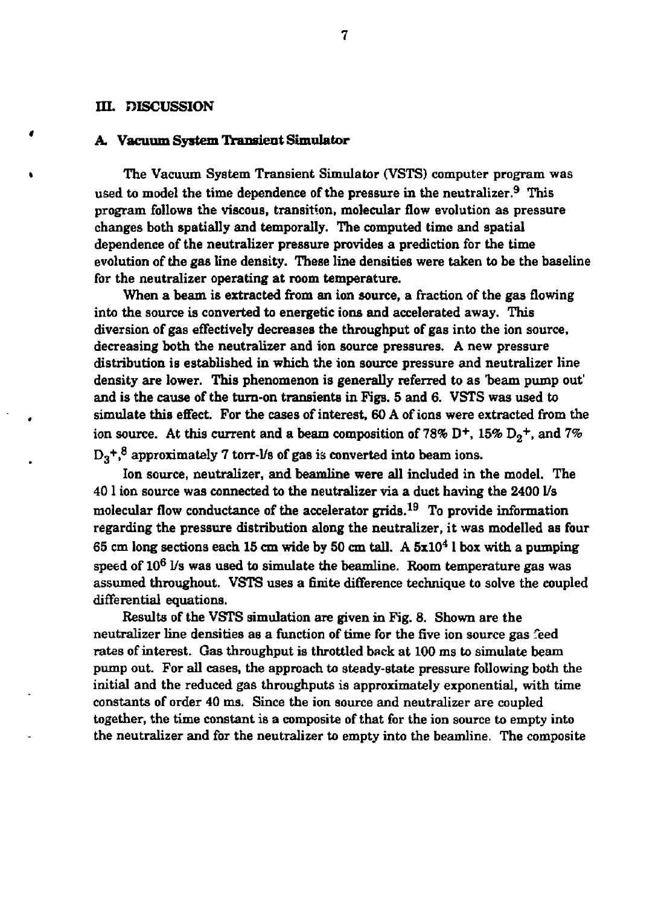## III. DISCUSSION

### A. Vacuum System Transient Simulator

The Vacuum System Transient Simulator (VSTS) computer program was used to model the time dependence of the pressure in the neutralizer.[9] This program follows the viscous, transition, molecular flow evolution as pressure changes both spatially and temporally. The computed time and spatial dependence of the neutralizer pressure provides a prediction for the time evolution of the gas line density. These line densities were taken to be the baseline for the neutralizer operating at room temperature.

When a beam is extracted from an ion source, a fraction of the gas flowing into the source is converted to energetic ions and accelerated away. This diversion of gas effectively decreases the throughput of gas into the ion source, decreasing both the neutralizer and ion source pressures. A new pressure distribution is established in which the ion source pressure and neutralizer line density are lower. This phenomenon is generally referred to as 'beam pump out' and is the cause of the turn-on transients in Figs. 5 and 6. VSTS was used to simulate this effect. For the cases of interest, 60 A of ions were extracted from the ion source. At this current and a beam composition of 78% $D^+$, 15% $D_2^+$, and 7% $D_3^+$,[8] approximately 7 torr-l/s of gas is converted into beam ions.

Ion source, neutralizer, and beamline were all included in the model. The 40 l ion source was connected to the neutralizer via a duct having the 2400 l/s molecular flow conductance of the accelerator grids.[19] To provide information regarding the pressure distribution along the neutralizer, it was modelled as four 65 cm long sections each 15 cm wide by 50 cm tall. A $5\times10^4$ l box with a pumping speed of $10^6$ l/s was used to simulate the beamline. Room temperature gas was assumed throughout. VSTS uses a finite difference technique to solve the coupled differential equations.

Results of the VSTS simulation are given in Fig. 8. Shown are the neutralizer line densities as a function of time for the five ion source gas feed rates of interest. Gas throughput is throttled back at 100 ms to simulate beam pump out. For all cases, the approach to steady-state pressure following both the initial and the reduced gas throughputs is approximately exponential, with time constants of order 40 ms. Since the ion source and neutralizer are coupled together, the time constant is a composite of that for the ion source to empty into the neutralizer and for the neutralizer to empty into the beamline. The composite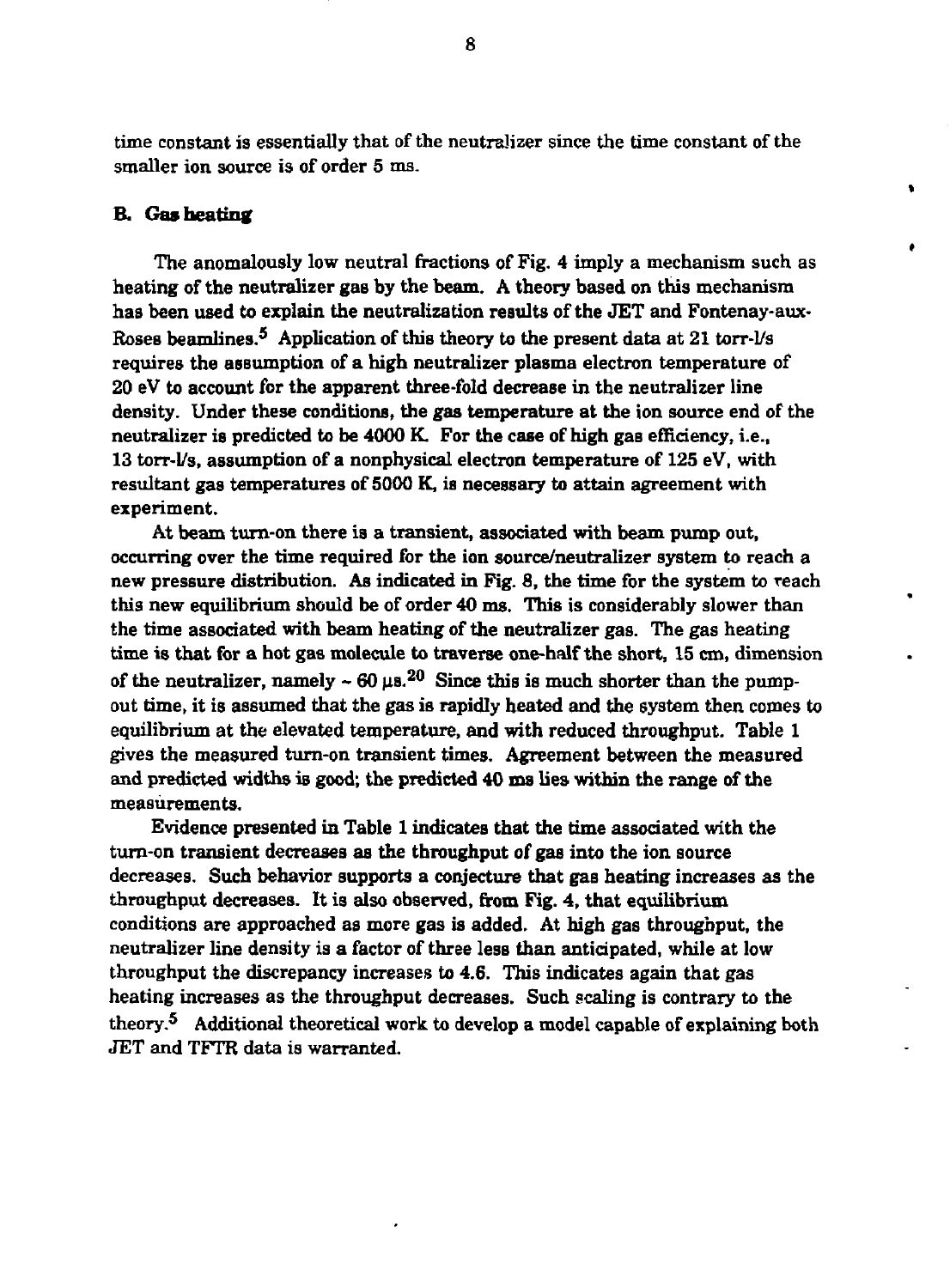time constant is essentially that of the neutralizer since the time constant of the smaller ion source is of order 5 ms.

### B. Gas heating

The anomalously low neutral fractions of Fig. 4 imply a mechanism such as heating of the neutralizer gas by the beam. A theory based on this mechanism has been used to explain the neutralization results of the JET and Fontenay-aux-Roses beamlines.[5] Application of this theory to the present data at 21 torr-l/s requires the assumption of a high neutralizer plasma electron temperature of 20 eV to account for the apparent three-fold decrease in the neutralizer line density. Under these conditions, the gas temperature at the ion source end of the neutralizer is predicted to be 4000 K. For the case of high gas efficiency, i.e., 13 torr-l/s, assumption of a nonphysical electron temperature of 125 eV, with resultant gas temperatures of 5000 K, is necessary to attain agreement with experiment.

At beam turn-on there is a transient, associated with beam pump out, occurring over the time required for the ion source/neutralizer system to reach a new pressure distribution. As indicated in Fig. 8, the time for the system to reach this new equilibrium should be of order 40 ms. This is considerably slower than the time associated with beam heating of the neutralizer gas. The gas heating time is that for a hot gas molecule to traverse one-half the short, 15 cm, dimension of the neutralizer, namely ~ 60 μs.[20] Since this is much shorter than the pump-out time, it is assumed that the gas is rapidly heated and the system then comes to equilibrium at the elevated temperature, and with reduced throughput. Table 1 gives the measured turn-on transient times. Agreement between the measured and predicted widths is good; the predicted 40 ms lies within the range of the measurements.

Evidence presented in Table 1 indicates that the time associated with the turn-on transient decreases as the throughput of gas into the ion source decreases. Such behavior supports a conjecture that gas heating increases as the throughput decreases. It is also observed, from Fig. 4, that equilibrium conditions are approached as more gas is added. At high gas throughput, the neutralizer line density is a factor of three less than anticipated, while at low throughput the discrepancy increases to 4.6. This indicates again that gas heating increases as the throughput decreases. Such scaling is contrary to the theory.[5] Additional theoretical work to develop a model capable of explaining both JET and TFTR data is warranted.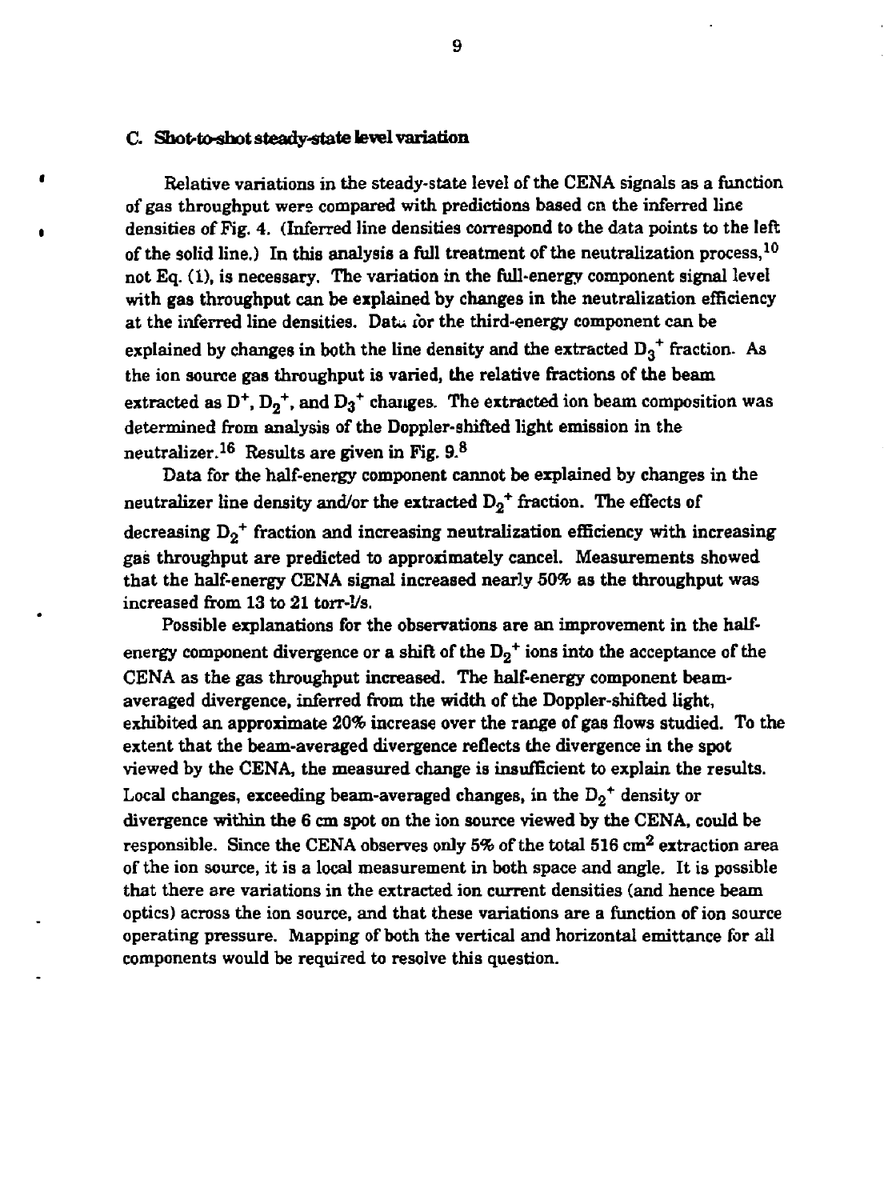### C. Shot-to-shot steady-state level variation

Relative variations in the steady-state level of the CENA signals as a function of gas throughput were compared with predictions based on the inferred line densities of Fig. 4. (Inferred line densities correspond to the data points to the left of the solid line.) In this analysis a full treatment of the neutralization process,[10] not Eq. (1), is necessary. The variation in the full-energy component signal level with gas throughput can be explained by changes in the neutralization efficiency at the inferred line densities. Data for the third-energy component can be explained by changes in both the line density and the extracted $D_3^+$ fraction. As the ion source gas throughput is varied, the relative fractions of the beam extracted as $D^+$, $D_2^+$, and $D_3^+$ changes. The extracted ion beam composition was determined from analysis of the Doppler-shifted light emission in the neutralizer.[16] Results are given in Fig. 9.[8]

Data for the half-energy component cannot be explained by changes in the neutralizer line density and/or the extracted $D_2^+$ fraction. The effects of decreasing $D_2^+$ fraction and increasing neutralization efficiency with increasing gas throughput are predicted to approximately cancel. Measurements showed that the half-energy CENA signal increased nearly 50% as the throughput was increased from 13 to 21 torr-l/s.

Possible explanations for the observations are an improvement in the half-energy component divergence or a shift of the $D_2^+$ ions into the acceptance of the CENA as the gas throughput increased. The half-energy component beam-averaged divergence, inferred from the width of the Doppler-shifted light, exhibited an approximate 20% increase over the range of gas flows studied. To the extent that the beam-averaged divergence reflects the divergence in the spot viewed by the CENA, the measured change is insufficient to explain the results. Local changes, exceeding beam-averaged changes, in the $D_2^+$ density or divergence within the 6 cm spot on the ion source viewed by the CENA, could be responsible. Since the CENA observes only 5% of the total 516 $cm^2$ extraction area of the ion source, it is a local measurement in both space and angle. It is possible that there are variations in the extracted ion current densities (and hence beam optics) across the ion source, and that these variations are a function of ion source operating pressure. Mapping of both the vertical and horizontal emittance for all components would be required to resolve this question.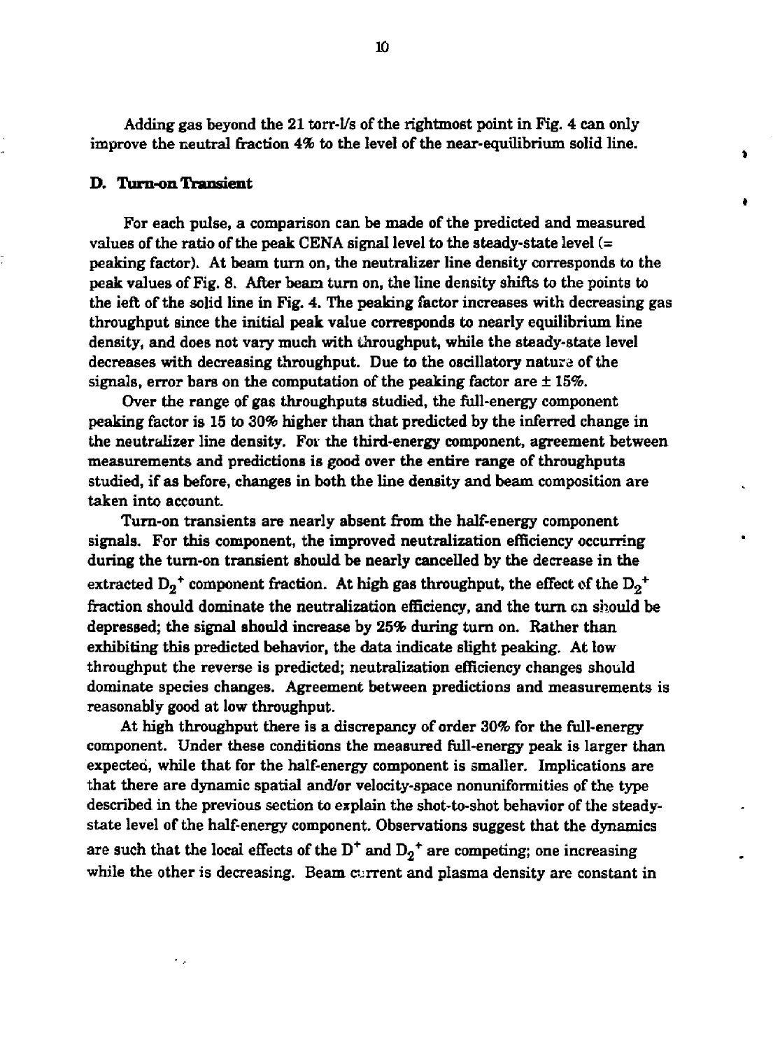Adding gas beyond the 21 torr-l/s of the rightmost point in Fig. 4 can only improve the neutral fraction 4% to the level of the near-equilibrium solid line.

### D. Turn-on Transient

For each pulse, a comparison can be made of the predicted and measured values of the ratio of the peak CENA signal level to the steady-state level (= peaking factor). At beam turn on, the neutralizer line density corresponds to the peak values of Fig. 8. After beam turn on, the line density shifts to the points to the left of the solid line in Fig. 4. The peaking factor increases with decreasing gas throughput since the initial peak value corresponds to nearly equilibrium line density, and does not vary much with throughput, while the steady-state level decreases with decreasing throughput. Due to the oscillatory nature of the signals, error bars on the computation of the peaking factor are ± 15%.

Over the range of gas throughputs studied, the full-energy component peaking factor is 15 to 30% higher than that predicted by the inferred change in the neutralizer line density. For the third-energy component, agreement between measurements and predictions is good over the entire range of throughputs studied, if as before, changes in both the line density and beam composition are taken into account.

Turn-on transients are nearly absent from the half-energy component signals. For this component, the improved neutralization efficiency occurring during the turn-on transient should be nearly cancelled by the decrease in the extracted $D_2^+$ component fraction. At high gas throughput, the effect of the $D_2^+$ fraction should dominate the neutralization efficiency, and the turn on should be depressed; the signal should increase by 25% during turn on. Rather than exhibiting this predicted behavior, the data indicate slight peaking. At low throughput the reverse is predicted; neutralization efficiency changes should dominate species changes. Agreement between predictions and measurements is reasonably good at low throughput.

At high throughput there is a discrepancy of order 30% for the full-energy component. Under these conditions the measured full-energy peak is larger than expected, while that for the half-energy component is smaller. Implications are that there are dynamic spatial and/or velocity-space nonuniformities of the type described in the previous section to explain the shot-to-shot behavior of the steady-state level of the half-energy component. Observations suggest that the dynamics are such that the local effects of the $D^+$ and $D_2^+$ are competing; one increasing while the other is decreasing. Beam current and plasma density are constant in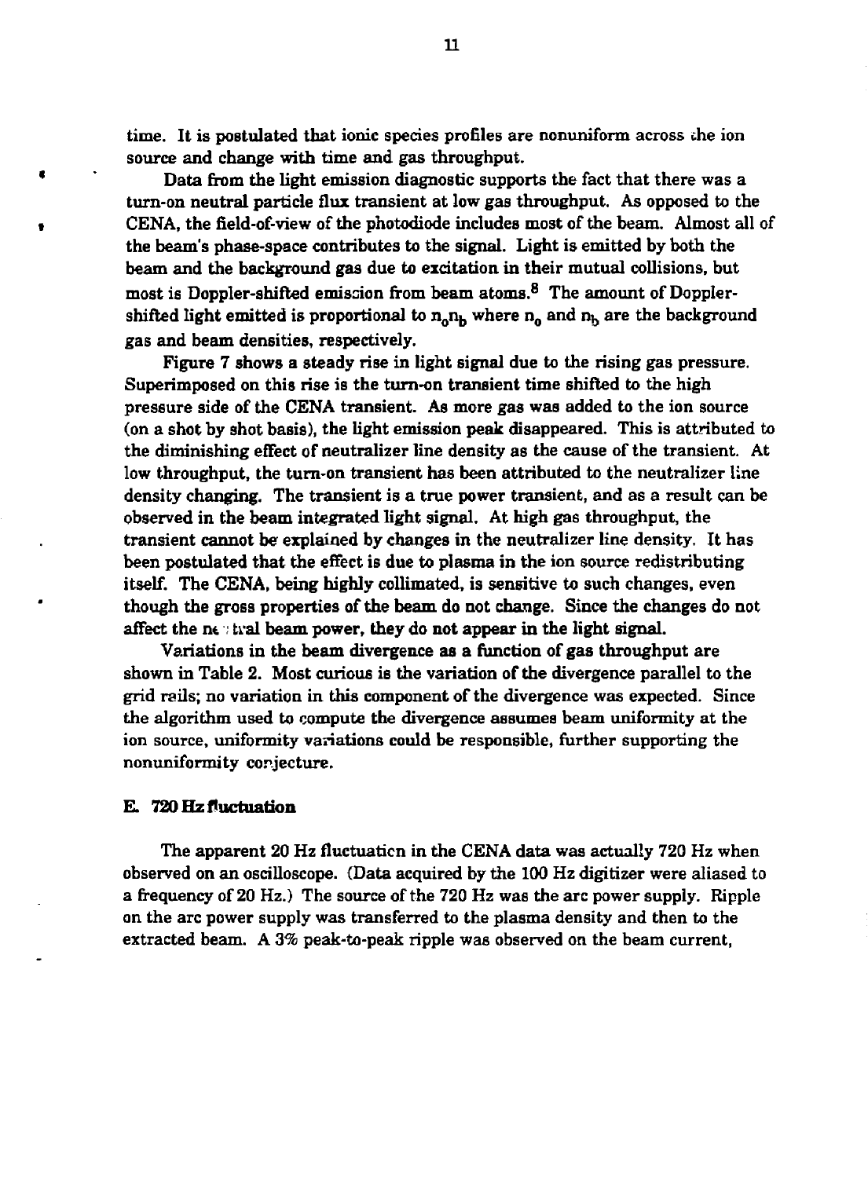time. It is postulated that ionic species profiles are nonuniform across the ion source and change with time and gas throughput.

Data from the light emission diagnostic supports the fact that there was a turn-on neutral particle flux transient at low gas throughput. As opposed to the CENA, the field-of-view of the photodiode includes most of the beam. Almost all of the beam's phase-space contributes to the signal. Light is emitted by both the beam and the background gas due to excitation in their mutual collisions, but most is Doppler-shifted emission from beam atoms.[8] The amount of Doppler-shifted light emitted is proportional to $n_0 n_b$ where $n_0$ and $n_b$ are the background gas and beam densities, respectively.

Figure 7 shows a steady rise in light signal due to the rising gas pressure. Superimposed on this rise is the turn-on transient time shifted to the high pressure side of the CENA transient. As more gas was added to the ion source (on a shot by shot basis), the light emission peak disappeared. This is attributed to the diminishing effect of neutralizer line density as the cause of the transient. At low throughput, the turn-on transient has been attributed to the neutralizer line density changing. The transient is a true power transient, and as a result can be observed in the beam integrated light signal. At high gas throughput, the transient cannot be explained by changes in the neutralizer line density. It has been postulated that the effect is due to plasma in the ion source redistributing itself. The CENA, being highly collimated, is sensitive to such changes, even though the gross properties of the beam do not change. Since the changes do not affect the neutral beam power, they do not appear in the light signal.

Variations in the beam divergence as a function of gas throughput are shown in Table 2. Most curious is the variation of the divergence parallel to the grid rails; no variation in this component of the divergence was expected. Since the algorithm used to compute the divergence assumes beam uniformity at the ion source, uniformity variations could be responsible, further supporting the nonuniformity conjecture.

### E. 720 Hz fluctuation

The apparent 20 Hz fluctuation in the CENA data was actually 720 Hz when observed on an oscilloscope. (Data acquired by the 100 Hz digitizer were aliased to a frequency of 20 Hz.) The source of the 720 Hz was the arc power supply. Ripple on the arc power supply was transferred to the plasma density and then to the extracted beam. A 3% peak-to-peak ripple was observed on the beam current,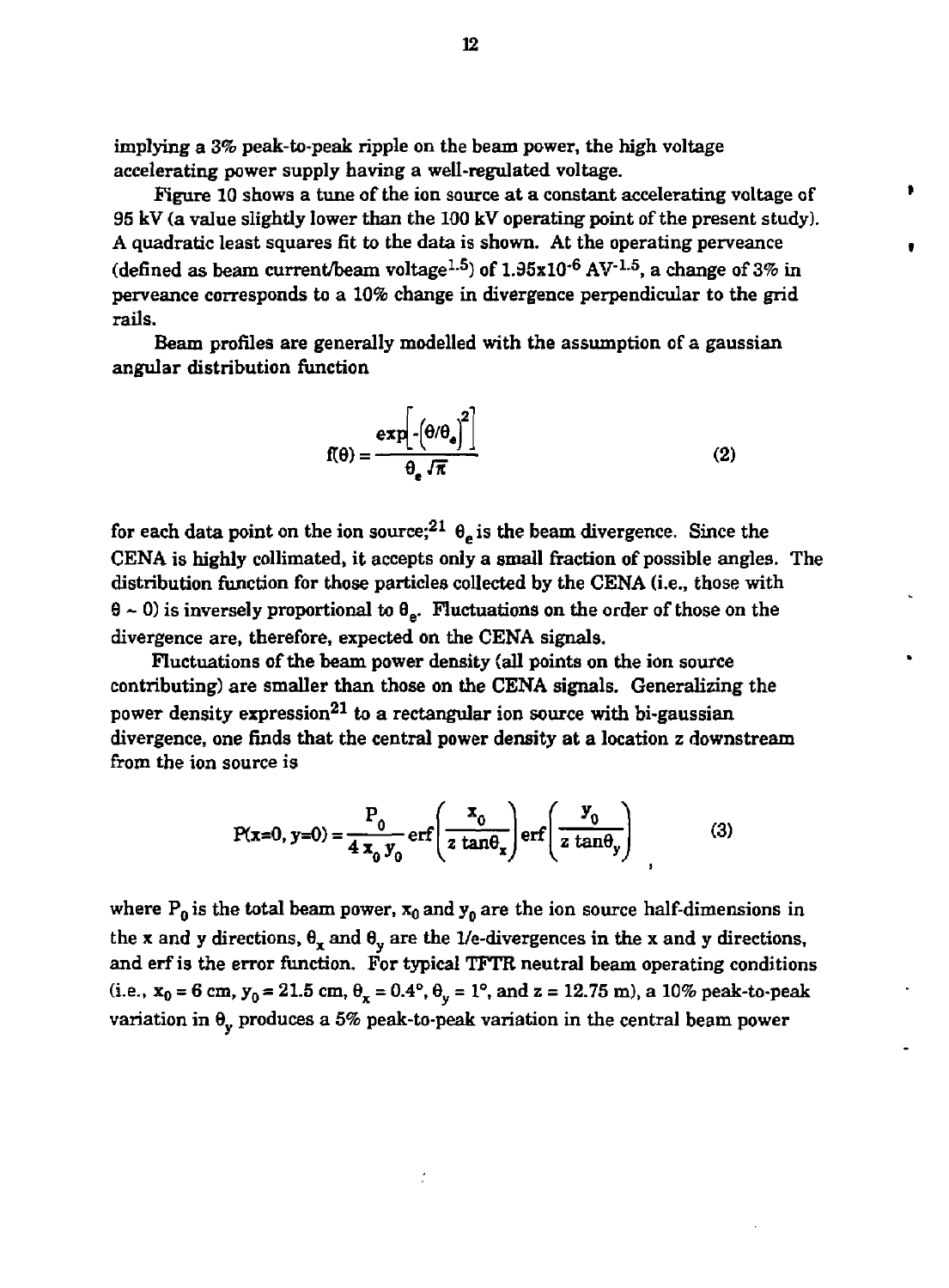implying a 3% peak-to-peak ripple on the beam power, the high voltage accelerating power supply having a well-regulated voltage.

Figure 10 shows a tune of the ion source at a constant accelerating voltage of 95 kV (a value slightly lower than the 100 kV operating point of the present study). A quadratic least squares fit to the data is shown. At the operating perveance (defined as beam current/beam voltage$^{1.5}$) of $1.95 \times 10^{-6}$ AV$^{-1.5}$, a change of 3% in perveance corresponds to a 10% change in divergence perpendicular to the grid rails.

Beam profiles are generally modelled with the assumption of a gaussian angular distribution function

$$f(\theta) = \frac{\exp\left[-\left(\theta/\theta_e\right)^2\right]}{\theta_e \sqrt{\pi}} \tag{2}$$

for each data point on the ion source;[21] $\theta_e$ is the beam divergence. Since the CENA is highly collimated, it accepts only a small fraction of possible angles. The distribution function for those particles collected by the CENA (i.e., those with $\theta \sim 0$) is inversely proportional to $\theta_e$. Fluctuations on the order of those on the divergence are, therefore, expected on the CENA signals.

Fluctuations of the beam power density (all points on the ion source contributing) are smaller than those on the CENA signals. Generalizing the power density expression[21] to a rectangular ion source with bi-gaussian divergence, one finds that the central power density at a location z downstream from the ion source is

$$P(x{=}0,\, y{=}0) = \frac{P_0}{4\, x_0\, y_0}\, \mathrm{erf}\left(\frac{x_0}{z \tan\theta_x}\right) \mathrm{erf}\left(\frac{y_0}{z \tan\theta_y}\right) \tag{3}$$

where $P_0$ is the total beam power, $x_0$ and $y_0$ are the ion source half-dimensions in the x and y directions, $\theta_x$ and $\theta_y$ are the 1/e-divergences in the x and y directions, and erf is the error function. For typical TFTR neutral beam operating conditions (i.e., $x_0 = 6$ cm, $y_0 = 21.5$ cm, $\theta_x = 0.4°$, $\theta_y = 1°$, and $z = 12.75$ m), a 10% peak-to-peak variation in $\theta_y$ produces a 5% peak-to-peak variation in the central beam power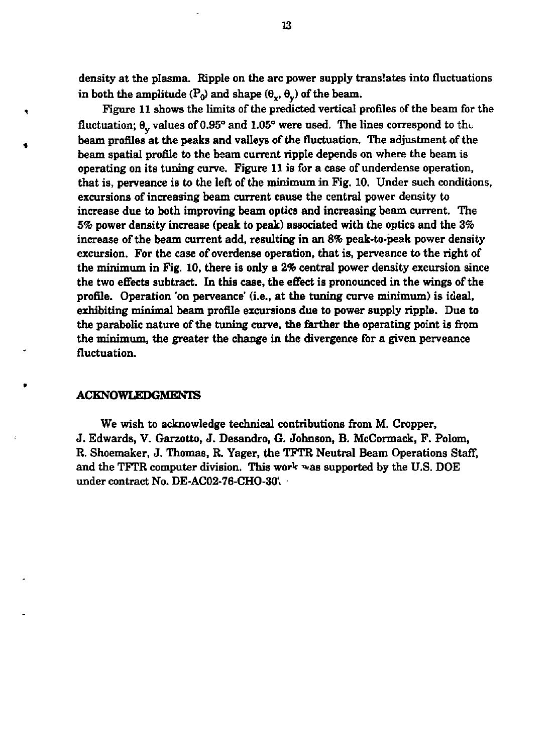density at the plasma. Ripple on the arc power supply translates into fluctuations in both the amplitude ($P_0$) and shape ($\theta_x$, $\theta_y$) of the beam.

Figure 11 shows the limits of the predicted vertical profiles of the beam for the fluctuation; $\theta_y$ values of 0.95° and 1.05° were used. The lines correspond to the beam profiles at the peaks and valleys of the fluctuation. The adjustment of the beam spatial profile to the beam current ripple depends on where the beam is operating on its tuning curve. Figure 11 is for a case of underdense operation, that is, perveance is to the left of the minimum in Fig. 10. Under such conditions, excursions of increasing beam current cause the central power density to increase due to both improving beam optics and increasing beam current. The 5% power density increase (peak to peak) associated with the optics and the 3% increase of the beam current add, resulting in an 8% peak-to-peak power density excursion. For the case of overdense operation, that is, perveance to the right of the minimum in Fig. 10, there is only a 2% central power density excursion since the two effects subtract. In this case, the effect is pronounced in the wings of the profile. Operation 'on perveance' (i.e., at the tuning curve minimum) is ideal, exhibiting minimal beam profile excursions due to power supply ripple. Due to the parabolic nature of the tuning curve, the farther the operating point is from the minimum, the greater the change in the divergence for a given perveance fluctuation.

## ACKNOWLEDGMENTS

We wish to acknowledge technical contributions from M. Cropper, J. Edwards, V. Garzotto, J. Desandro, G. Johnson, B. McCormack, F. Polom, R. Shoemaker, J. Thomas, R. Yager, the TFTR Neutral Beam Operations Staff, and the TFTR computer division. This work was supported by the U.S. DOE under contract No. DE-AC02-76-CHO-30'.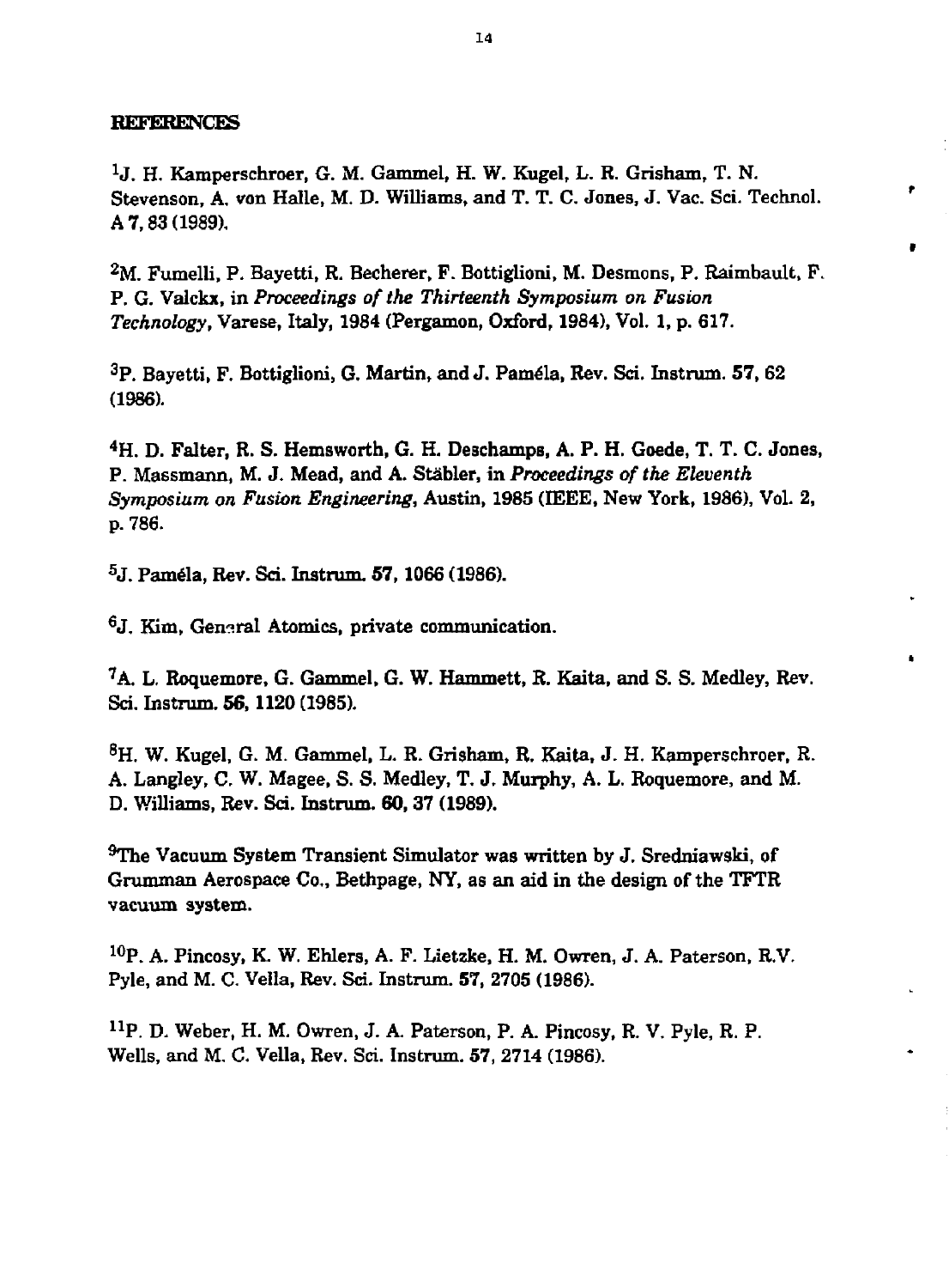**REFERENCES**

[1]J. H. Kamperschroer, G. M. Gammel, H. W. Kugel, L. R. Grisham, T. N. Stevenson, A. von Halle, M. D. Williams, and T. T. C. Jones, J. Vac. Sci. Technol. A **7**, 83 (1989).

[2]M. Fumelli, P. Bayetti, R. Becherer, F. Bottiglioni, M. Desmons, P. Raimbault, F. P. G. Valckx, in *Proceedings of the Thirteenth Symposium on Fusion Technology*, Varese, Italy, 1984 (Pergamon, Oxford, 1984), Vol. 1, p. 617.

[3]P. Bayetti, F. Bottiglioni, G. Martin, and J. Paméla, Rev. Sci. Instrum. **57**, 62 (1986).

[4]H. D. Falter, R. S. Hemsworth, G. H. Deschamps, A. P. H. Goede, T. T. C. Jones, P. Massmann, M. J. Mead, and A. Stäbler, in *Proceedings of the Eleventh Symposium on Fusion Engineering*, Austin, 1985 (IEEE, New York, 1986), Vol. 2, p. 786.

[5]J. Paméla, Rev. Sci. Instrum. **57**, 1066 (1986).

[6]J. Kim, General Atomics, private communication.

[7]A. L. Roquemore, G. Gammel, G. W. Hammett, R. Kaita, and S. S. Medley, Rev. Sci. Instrum. **56**, 1120 (1985).

[8]H. W. Kugel, G. M. Gammel, L. R. Grisham, R. Kaita, J. H. Kamperschroer, R. A. Langley, C. W. Magee, S. S. Medley, T. J. Murphy, A. L. Roquemore, and M. D. Williams, Rev. Sci. Instrum. **60**, 37 (1989).

[9]The Vacuum System Transient Simulator was written by J. Sredniawski, of Grumman Aerospace Co., Bethpage, NY, as an aid in the design of the TFTR vacuum system.

[10]P. A. Pincosy, K. W. Ehlers, A. F. Lietzke, H. M. Owren, J. A. Paterson, R.V. Pyle, and M. C. Vella, Rev. Sci. Instrum. **57**, 2705 (1986).

[11]P. D. Weber, H. M. Owren, J. A. Paterson, P. A. Pincosy, R. V. Pyle, R. P. Wells, and M. C. Vella, Rev. Sci. Instrum. **57**, 2714 (1986).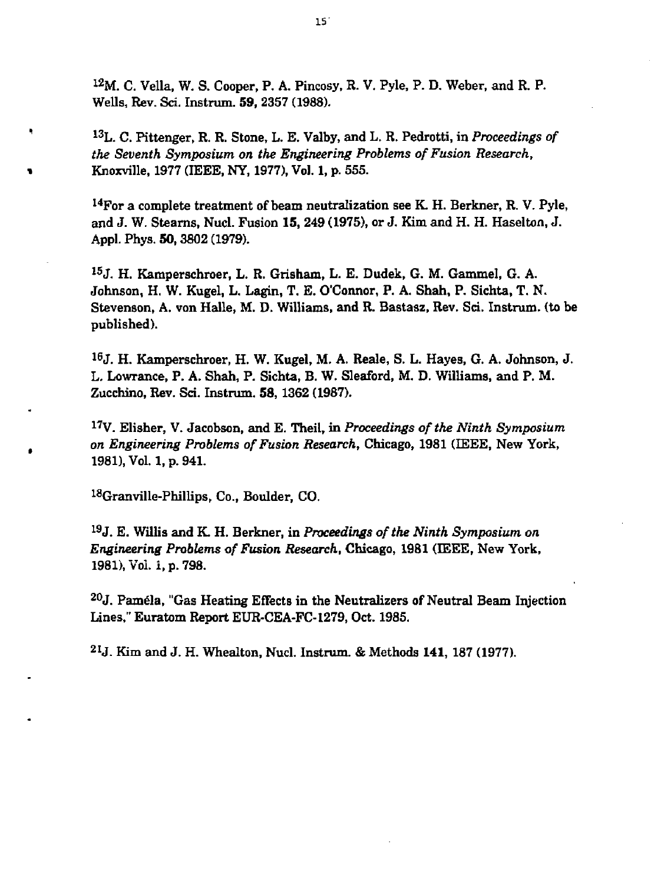[12]M. C. Vella, W. S. Cooper, P. A. Pincosy, R. V. Pyle, P. D. Weber, and R. P. Wells, Rev. Sci. Instrum. **59**, 2357 (1988).

[13]L. C. Pittenger, R. R. Stone, L. E. Valby, and L. R. Pedrotti, in *Proceedings of the Seventh Symposium on the Engineering Problems of Fusion Research*, Knoxville, 1977 (IEEE, NY, 1977), Vol. 1, p. 555.

[14]For a complete treatment of beam neutralization see K. H. Berkner, R. V. Pyle, and J. W. Stearns, Nucl. Fusion **15**, 249 (1975), or J. Kim and H. H. Haselton, J. Appl. Phys. **50**, 3802 (1979).

[15]J. H. Kamperschroer, L. R. Grisham, L. E. Dudek, G. M. Gammel, G. A. Johnson, H. W. Kugel, L. Lagin, T. E. O'Connor, P. A. Shah, P. Sichta, T. N. Stevenson, A. von Halle, M. D. Williams, and R. Bastasz, Rev. Sci. Instrum. (to be published).

[16]J. H. Kamperschroer, H. W. Kugel, M. A. Reale, S. L. Hayes, G. A. Johnson, J. L. Lowrance, P. A. Shah, P. Sichta, B. W. Sleaford, M. D. Williams, and P. M. Zucchino, Rev. Sci. Instrum. **58**, 1362 (1987).

[17]V. Elisher, V. Jacobson, and E. Theil, in *Proceedings of the Ninth Symposium on Engineering Problems of Fusion Research*, Chicago, 1981 (IEEE, New York, 1981), Vol. 1, p. 941.

[18]Granville-Phillips, Co., Boulder, CO.

[19]J. E. Willis and K. H. Berkner, in *Proceedings of the Ninth Symposium on Engineering Problems of Fusion Research*, Chicago, 1981 (IEEE, New York, 1981), Vol. i, p. 798.

[20]J. Paméla, "Gas Heating Effects in the Neutralizers of Neutral Beam Injection Lines," Euratom Report EUR-CEA-FC-1279, Oct. 1985.

[21]J. Kim and J. H. Whealton, Nucl. Instrum. & Methods **141**, 187 (1977).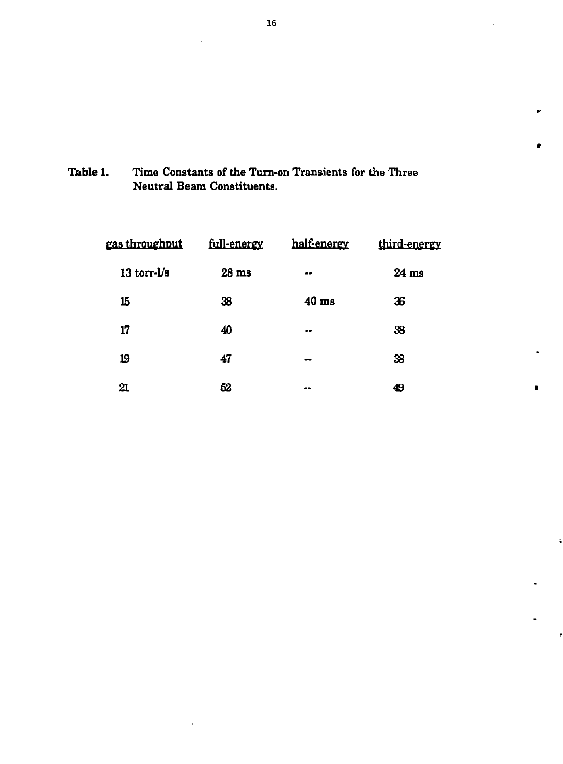**Table 1.** Time Constants of the Turn-on Transients for the Three Neutral Beam Constituents.

| gas throughput | full-energy | half-energy | third-energy |
|---|---|---|---|
| 13 torr-l/s | 28 ms | -- | 24 ms |
| 15 | 38 | 40 ms | 36 |
| 17 | 40 | -- | 38 |
| 19 | 47 | -- | 38 |
| 21 | 52 | -- | 49 |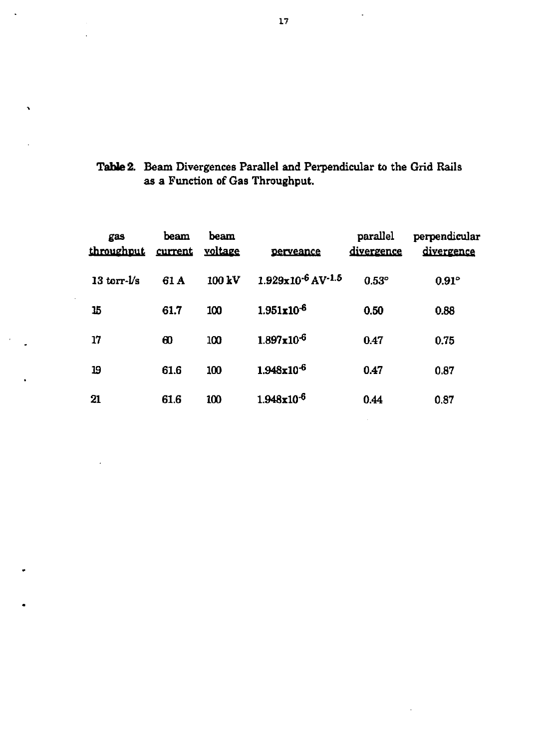**Table 2.** Beam Divergences Parallel and Perpendicular to the Grid Rails as a Function of Gas Throughput.

| gas throughput | beam current | beam voltage | perveance | parallel divergence | perpendicular divergence |
|---|---|---|---|---|---|
| 13 torr-l/s | 61 A | 100 kV | $1.929 \times 10^{-6}$ $AV^{-1.5}$ | 0.53° | 0.91° |
| 15 | 61.7 | 100 | $1.951 \times 10^{-6}$ | 0.50 | 0.88 |
| 17 | 60 | 100 | $1.897 \times 10^{-6}$ | 0.47 | 0.75 |
| 19 | 61.6 | 100 | $1.948 \times 10^{-6}$ | 0.47 | 0.87 |
| 21 | 61.6 | 100 | $1.948 \times 10^{-6}$ | 0.44 | 0.87 |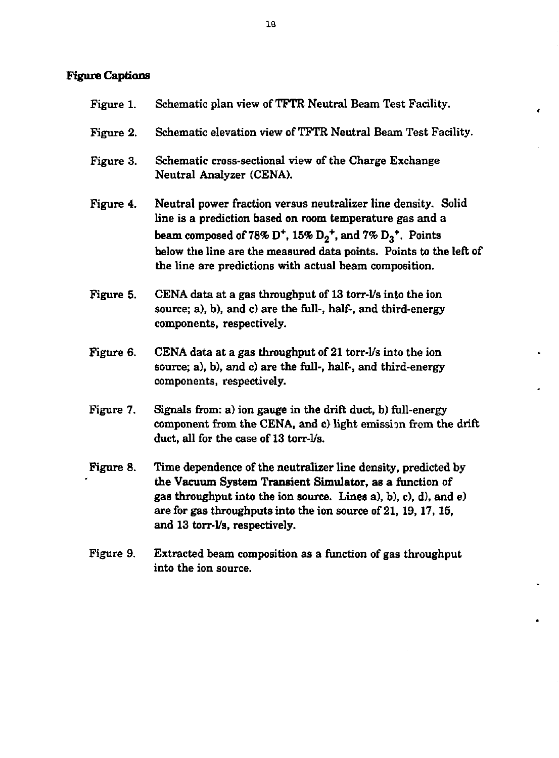## Figure Captions

Figure 1. Schematic plan view of TFTR Neutral Beam Test Facility.

Figure 2. Schematic elevation view of TFTR Neutral Beam Test Facility.

Figure 3. Schematic cross-sectional view of the Charge Exchange Neutral Analyzer (CENA).

Figure 4. Neutral power fraction versus neutralizer line density. Solid line is a prediction based on room temperature gas and a beam composed of 78% $D^+$, 15% $D_2^+$, and 7% $D_3^+$. Points below the line are the measured data points. Points to the left of the line are predictions with actual beam composition.

Figure 5. CENA data at a gas throughput of 13 torr-l/s into the ion source; a), b), and c) are the full-, half-, and third-energy components, respectively.

Figure 6. CENA data at a gas throughput of 21 torr-l/s into the ion source; a), b), and c) are the full-, half-, and third-energy components, respectively.

Figure 7. Signals from: a) ion gauge in the drift duct, b) full-energy component from the CENA, and c) light emission from the drift duct, all for the case of 13 torr-l/s.

Figure 8. Time dependence of the neutralizer line density, predicted by the Vacuum System Transient Simulator, as a function of gas throughput into the ion source. Lines a), b), c), d), and e) are for gas throughputs into the ion source of 21, 19, 17, 15, and 13 torr-l/s, respectively.

Figure 9. Extracted beam composition as a function of gas throughput into the ion source.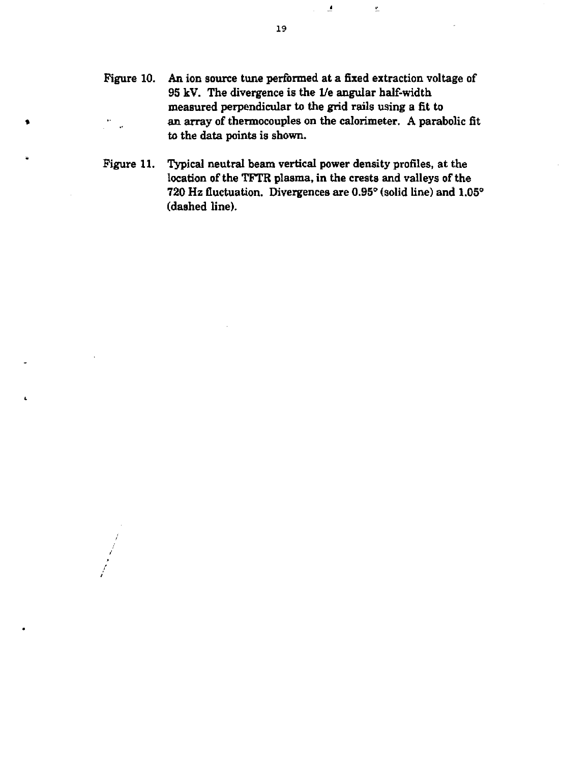Figure 10. An ion source tune performed at a fixed extraction voltage of 95 kV. The divergence is the 1/e angular half-width measured perpendicular to the grid rails using a fit to an array of thermocouples on the calorimeter. A parabolic fit to the data points is shown.

Figure 11. Typical neutral beam vertical power density profiles, at the location of the TFTR plasma, in the crests and valleys of the 720 Hz fluctuation. Divergences are 0.95° (solid line) and 1.05° (dashed line).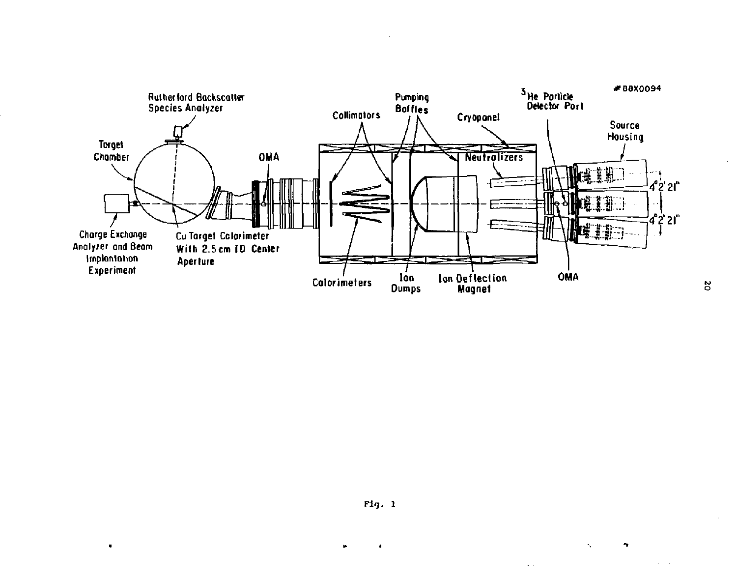Fig. 1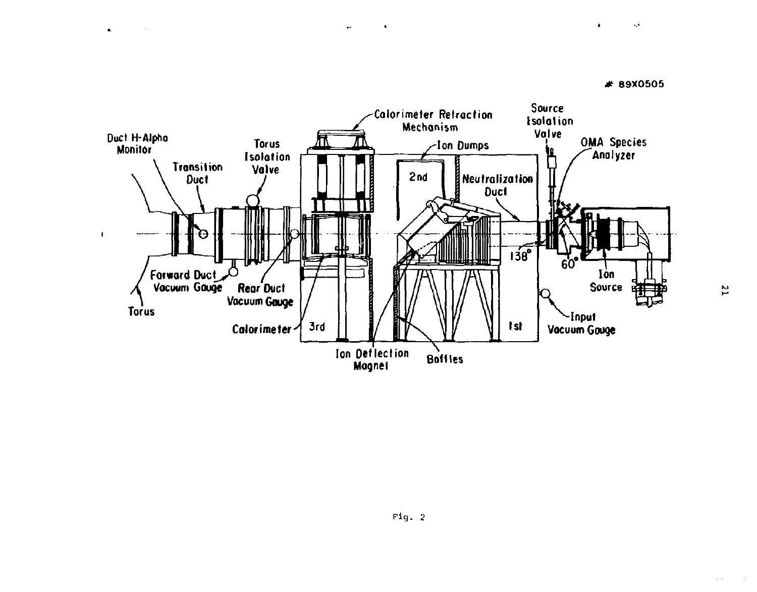# 89X0505

Duct H-Alpha Monitor

Transition Duct

Torus Isolation Valve

Calorimeter Retraction Mechanism

Ion Dumps

2nd

Neutralization Duct

Source Isolation Valve

OMA Species Analyzer

138°

60°

Ion Source

Forward Duct Vacuum Gauge

Rear Duct Vacuum Gauge

Torus

Calorimeter

3rd

Ion Deflection Magnet

Baffles

1st

Input Vacuum Gauge

Fig. 2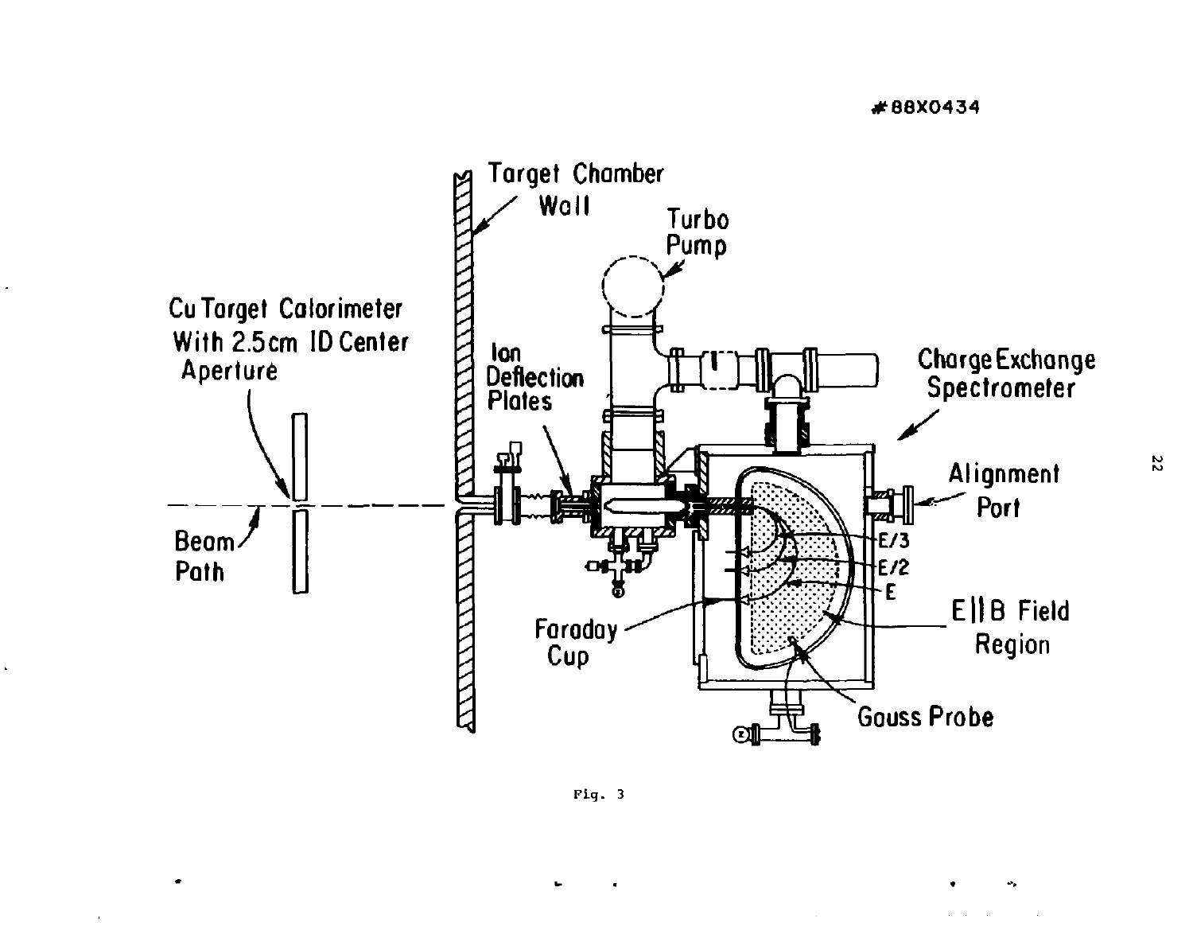#88X0434

Fig. 3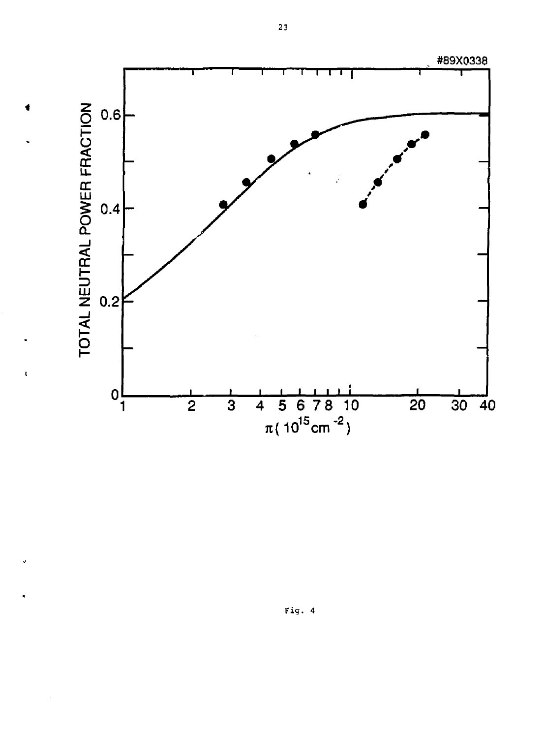#89X0338

TOTAL NEUTRAL POWER FRACTION

$\pi\,(10^{15}\,\mathrm{cm}^{-2})$

Fig. 4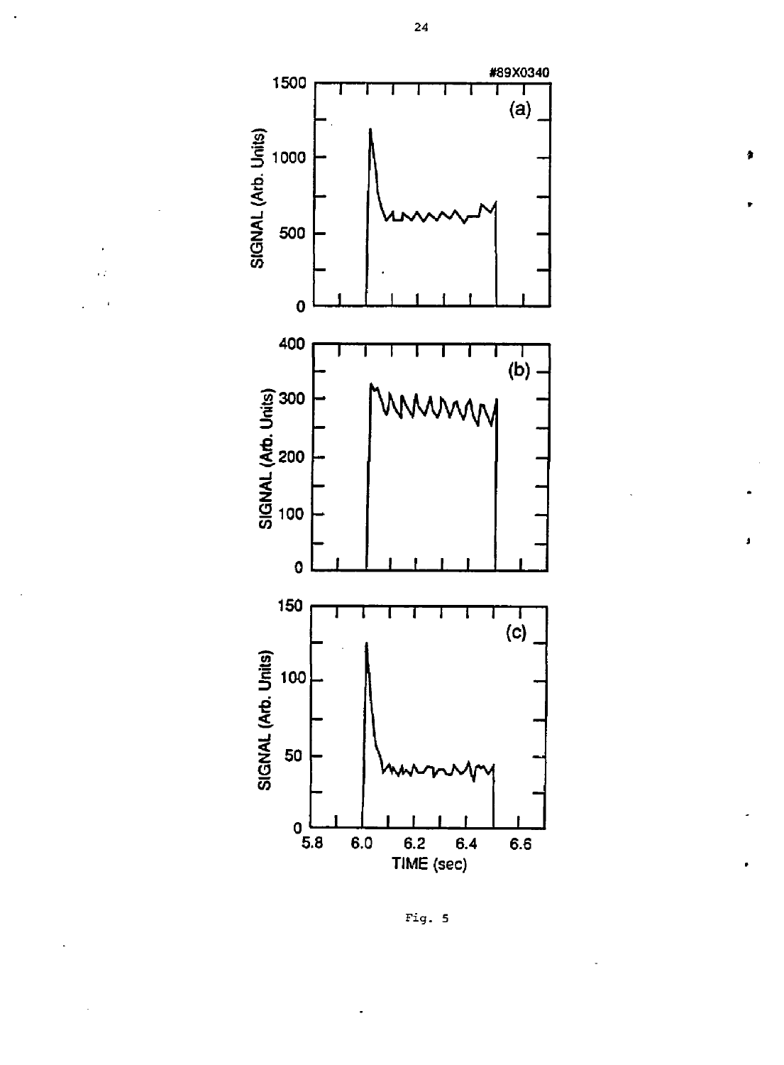#89X0340

| | |
|---|---|
| SIGNAL (Arb. Units) | (a) |

| | |
|---|---|
| SIGNAL (Arb. Units) | (b) |

| | |
|---|---|
| SIGNAL (Arb. Units) | (c) |

TIME (sec)

Fig. 5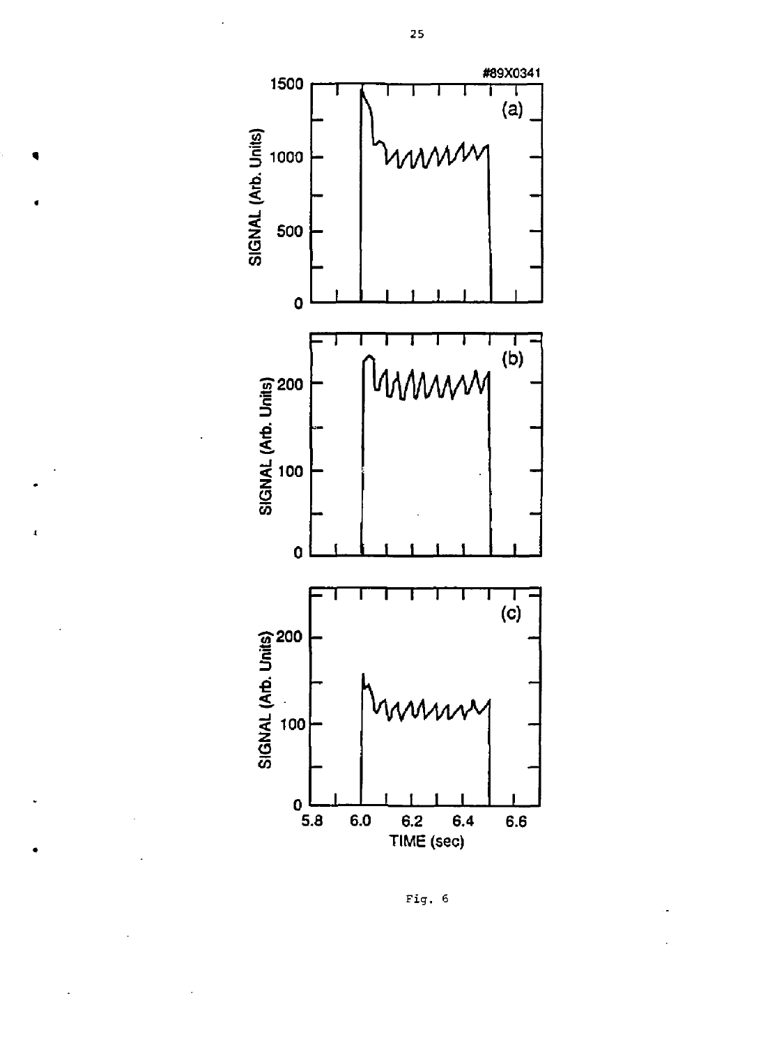#89X0341

Fig. 6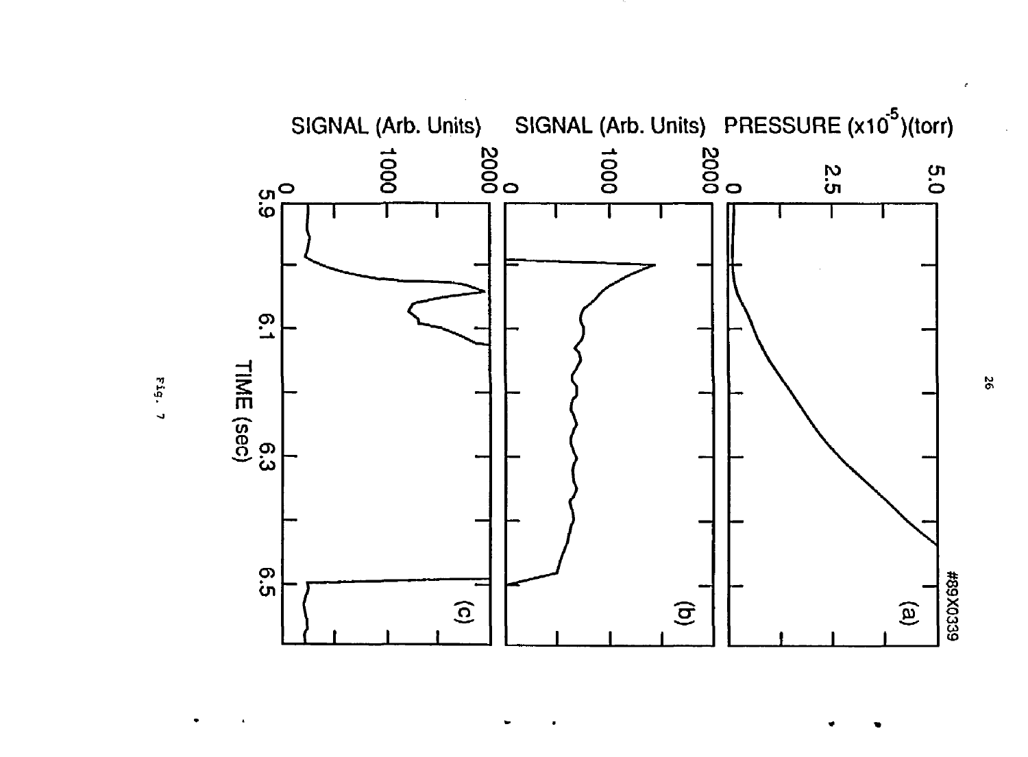#89X0339

(a)

PRESSURE ($\times 10^{-5}$)(torr)

5.0

2.5

0

(b)

SIGNAL (Arb. Units)

2000

1000

0

(c)

SIGNAL (Arb. Units)

2000

1000

0

5.9 6.1 6.3 6.5

TIME (sec)

Fig. 7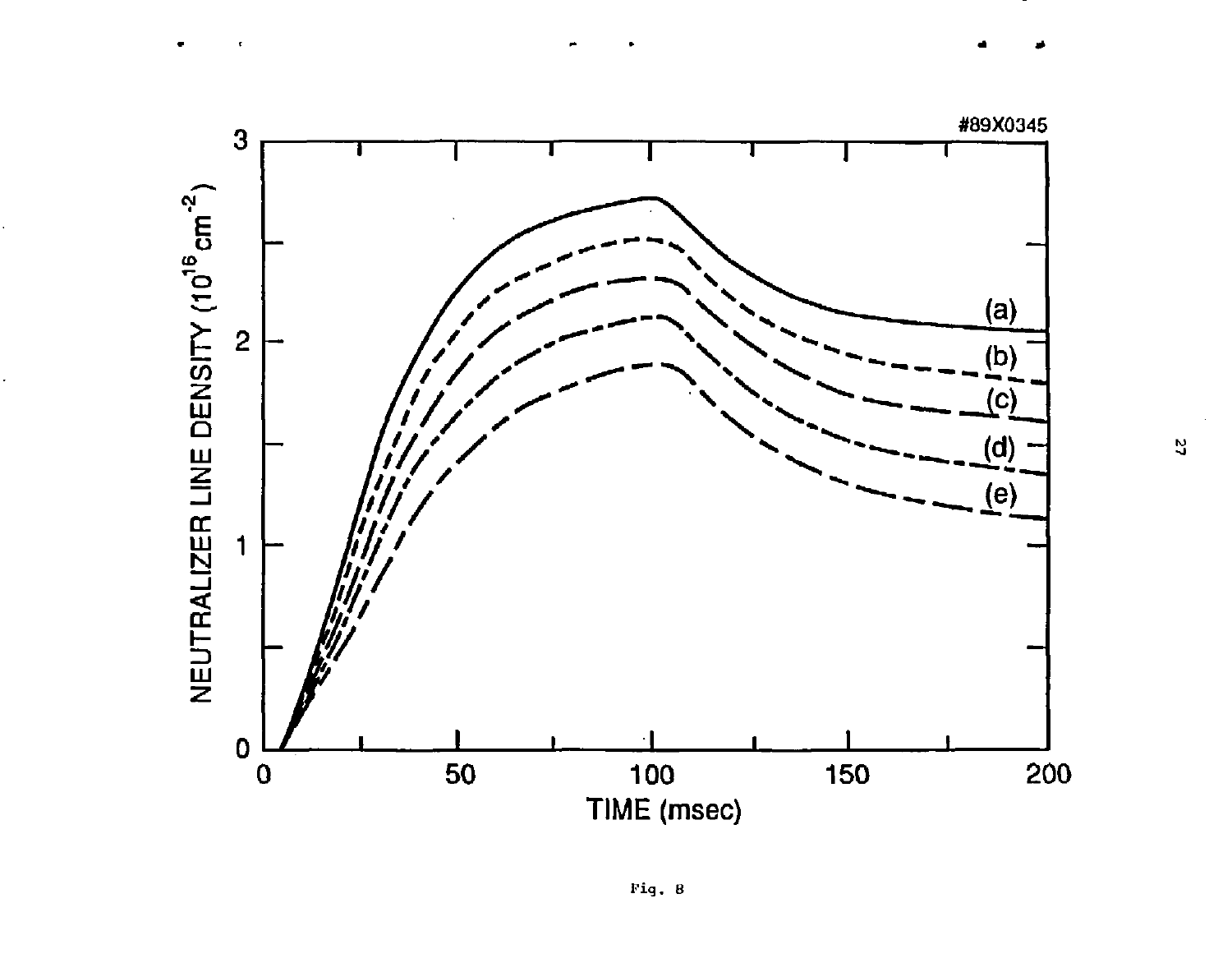Fig. 8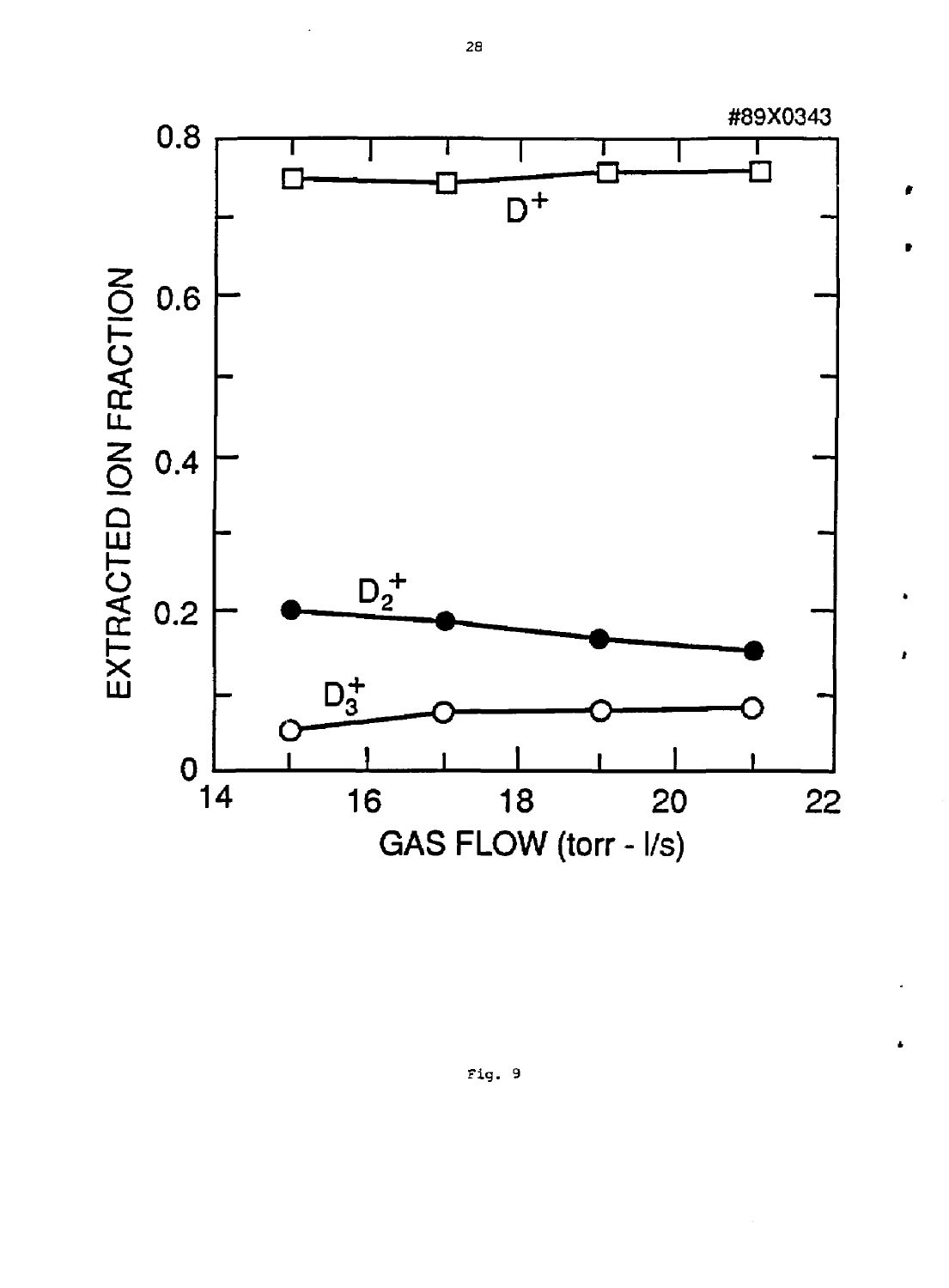#89X0343

Fig. 9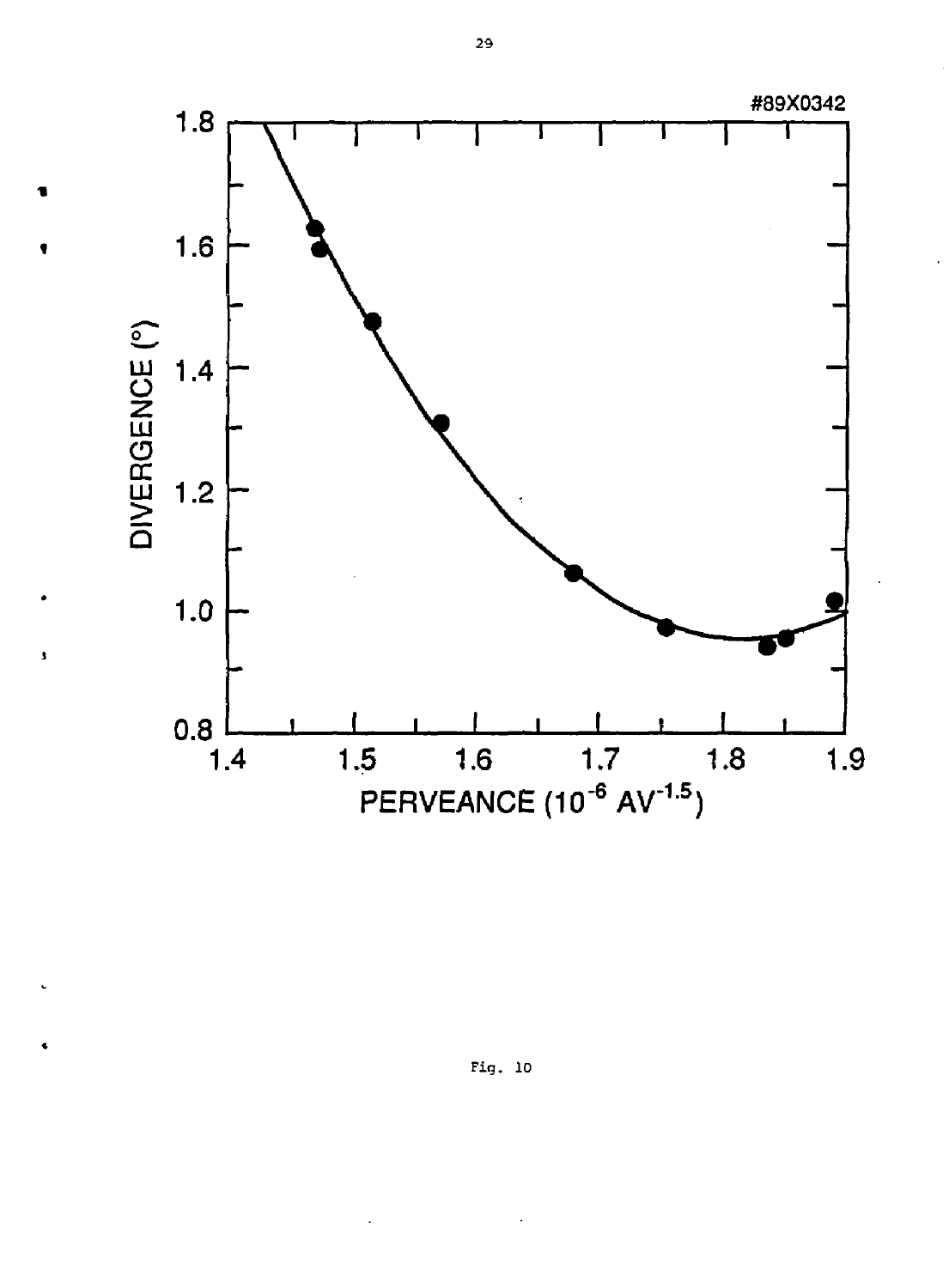#89X0342

Fig. 10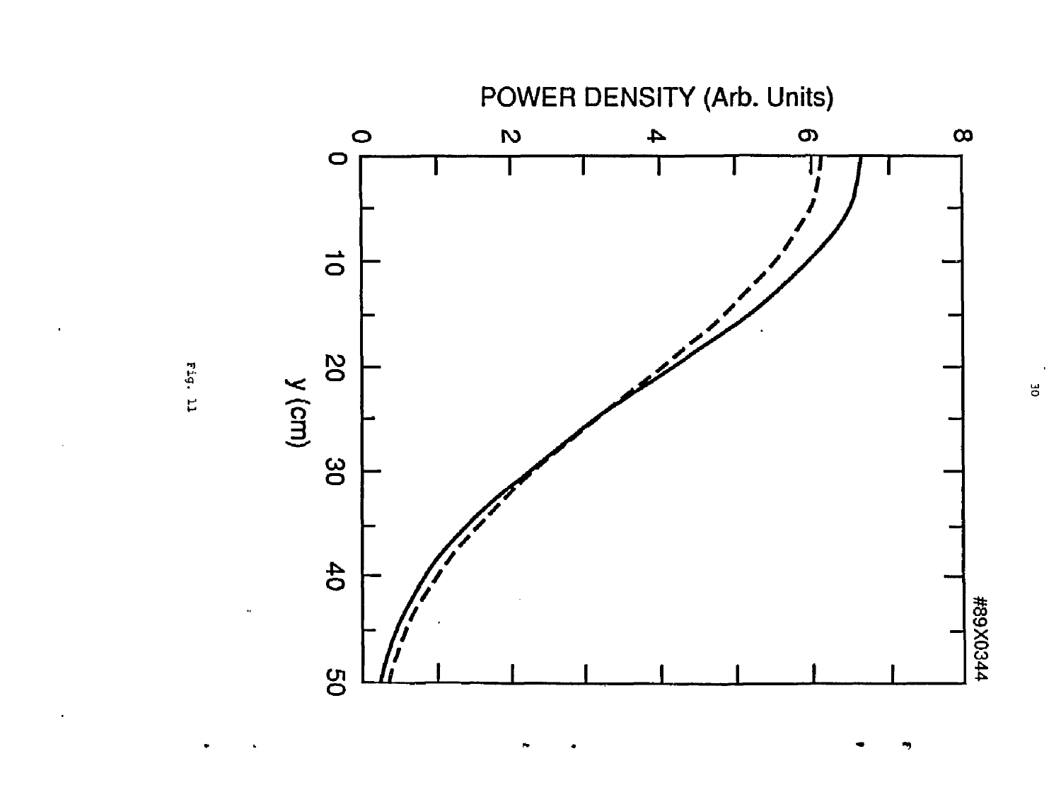Fig. 11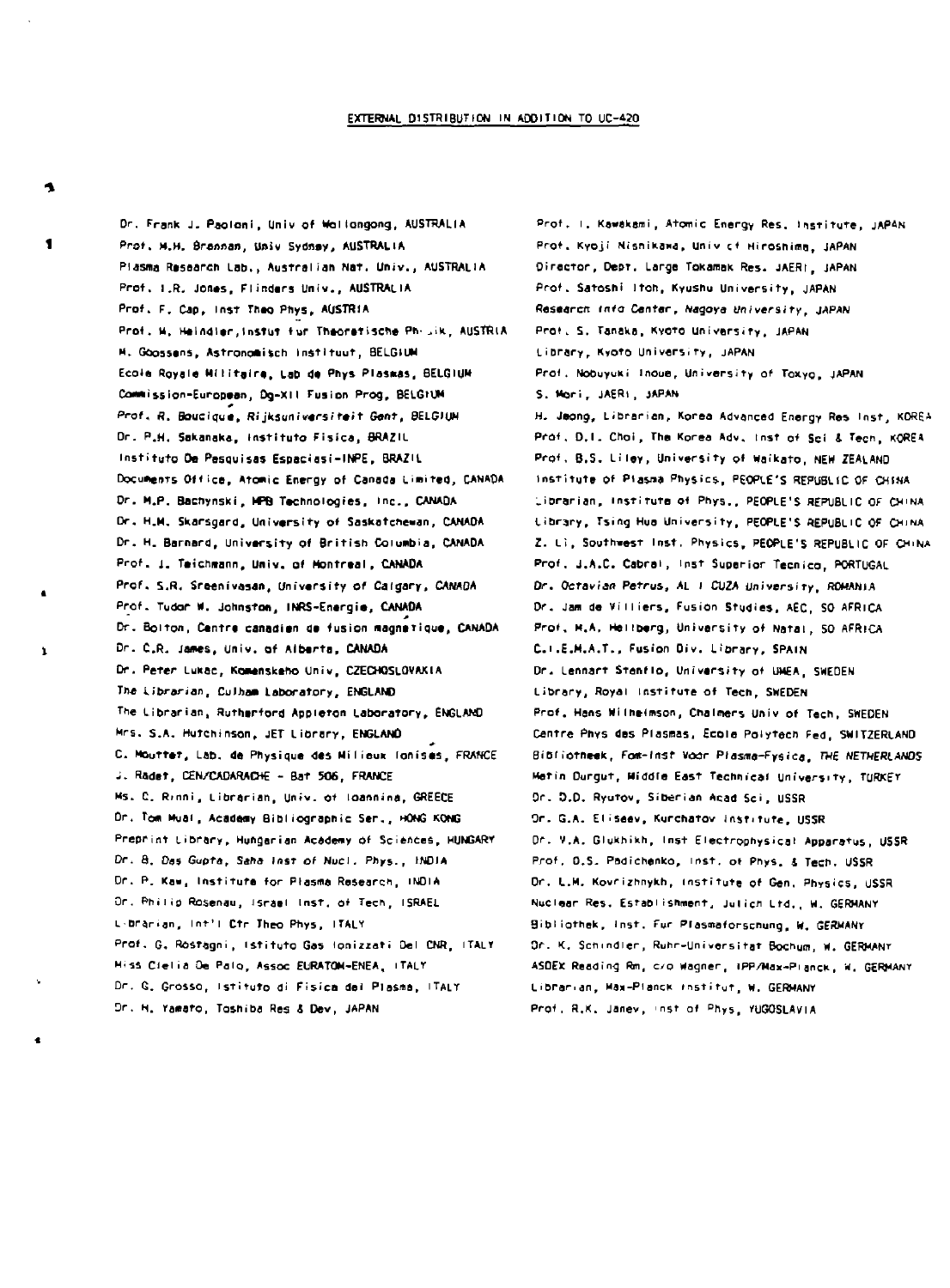EXTERNAL DISTRIBUTION IN ADDITION TO UC-420

Dr. Frank J. Paoloni, Univ of Wollongong, AUSTRALIA
Prof. M.H. Brennan, Univ Sydney, AUSTRALIA
Plasma Research Lab., Australian Nat. Univ., AUSTRALIA
Prof. I.R. Jones, Flinders Univ., AUSTRALIA
Prof. F. Cap, Inst Theo Phys, AUSTRIA
Prof. M. Heindler, Institut fur Theoretische Physik, AUSTRIA
M. Goossens, Astronomisch Instituut, BELGIUM
Ecole Royale Militaire, Lab de Phys Plasmas, BELGIUM
Commission-European, Dg-XII Fusion Prog, BELGIUM
Prof. R. Boucique, Rijksuniversiteit Gent, BELGIUM
Dr. P.H. Sakanaka, Instituto Fisica, BRAZIL
Instituto De Pesquisas Espaciasi-INPE, BRAZIL
Documents Office, Atomic Energy of Canada Limited, CANADA
Dr. M.P. Bachynski, MPB Technologies, Inc., CANADA
Dr. H.M. Skarsgard, University of Saskatchewan, CANADA
Dr. H. Barnard, University of British Columbia, CANADA
Prof. J. Teichmann, Univ. of Montreal, CANADA
Prof. S.R. Sreenivasan, University of Calgary, CANADA
Prof. Tudor W. Johnston, INRS-Energie, CANADA
Dr. Bolton, Centre canadien de fusion magnétique, CANADA
Dr. C.R. James, Univ. of Alberta, CANADA
Dr. Peter Lukac, Komenskeho Univ, CZECHOSLOVAKIA
The Librarian, Culham Laboratory, ENGLAND
The Librarian, Rutherford Appleton Laboratory, ENGLAND
Mrs. S.A. Hutchinson, JET Library, ENGLAND
C. Mouttet, Lab. de Physique des Milieux Ionisés, FRANCE
J. Radet, CEN/CADARACHE - Bat 506, FRANCE
Ms. C. Rinni, Librarian, Univ. of Ioannina, GREECE
Dr. Tom Mual, Academy Bibliographic Ser., HONG KONG
Preprint Library, Hungarian Academy of Sciences, HUNGARY
Dr. B. Das Gupta, Saha Inst of Nucl. Phys., INDIA
Dr. P. Kaw, Institute for Plasma Research, INDIA
Dr. Philip Rosenau, Israel Inst. of Tech, ISRAEL
Librarian, Int'l Ctr Theo Phys, ITALY
Prof. G. Rostagni, Istituto Gas Ionizzati Del CNR, ITALY
Miss Clelia De Palo, Assoc EURATOM-ENEA, ITALY
Dr. G. Grosso, Istituto di Fisica del Plasma, ITALY
Dr. H. Yamato, Toshiba Res & Dev, JAPAN
Prof. I. Kawakami, Atomic Energy Res. Institute, JAPAN
Prof. Kyoji Nishikawa, Univ of Hiroshima, JAPAN
Director, Dept. Large Tokamak Res. JAERI, JAPAN
Prof. Satoshi Itoh, Kyushu University, JAPAN
Research Info Center, Nagoya University, JAPAN
Prof. S. Tanaka, Kyoto University, JAPAN
Library, Kyoto University, JAPAN
Prof. Nobuyuki Inoue, University of Tokyo, JAPAN
S. Mori, JAERI, JAPAN
H. Jeong, Librarian, Korea Advanced Energy Res Inst, KOREA
Prof. D.I. Choi, The Korea Adv. Inst of Sci & Tech, KOREA
Prof. B.S. Liley, University of Waikato, NEW ZEALAND
Institute of Plasma Physics, PEOPLE'S REPUBLIC OF CHINA
Librarian, Institute of Phys., PEOPLE'S REPUBLIC OF CHINA
Library, Tsing Hua University, PEOPLE'S REPUBLIC OF CHINA
Z. Li, Southwest Inst. Physics, PEOPLE'S REPUBLIC OF CHINA
Prof. J.A.C. Cabral, Inst Superior Tecnico, PORTUGAL
Dr. Octavian Petrus, AL I CUZA University, ROMANIA
Dr. Jam de Villiers, Fusion Studies, AEC, SO AFRICA
Prof. M.A. Hellberg, University of Natal, SO AFRICA
C.I.E.M.A.T., Fusion Div. Library, SPAIN
Dr. Lennart Stenflo, University of UMEA, SWEDEN
Library, Royal Institute of Tech, SWEDEN
Prof. Hans Wilhelmson, Chalmers Univ of Tech, SWEDEN
Centre Phys des Plasmas, Ecole Polytech Fed, SWITZERLAND
Bibliotheek, Fom-Inst Voor Plasma-Fysica, THE NETHERLANDS
Metin Durgut, Middle East Technical University, TURKEY
Dr. D.D. Ryutov, Siberian Acad Sci, USSR
Dr. G.A. Eliseev, Kurchatov Institute, USSR
Dr. V.A. Glukhikh, Inst Electrophysical Apparatus, USSR
Prof. O.S. Padichenko, Inst. of Phys. & Tech. USSR
Dr. L.M. Kovrizhnykh, Institute of Gen. Physics, USSR
Nuclear Res. Establishment, Julich Ltd., W. GERMANY
Bibliothek, Inst. Fur Plasmaforschung, W. GERMANY
Dr. K. Schindler, Ruhr-Universitat Bochum, W. GERMANY
ASDEX Reading Rm, c/o Wagner, IPP/Max-Planck, W. GERMANY
Librarian, Max-Planck Institut, W. GERMANY
Prof. R.K. Janev, Inst of Phys, YUGOSLAVIA